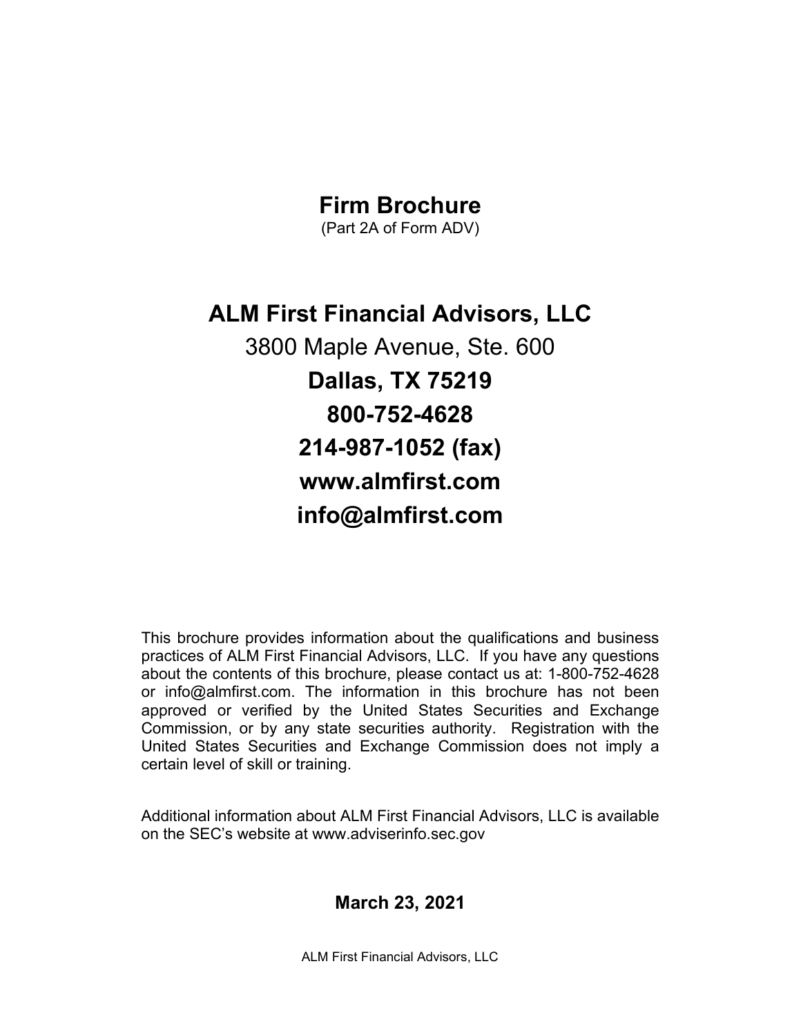# Firm Brochure

(Part 2A of Form ADV)

# ALM First Financial Advisors, LLC

3800 Maple Avenue, Ste. 600

**Dallas, TX 75219**

**800-752-4628**

**214-987-1052 (fax)**

**www.almfirst.com**

**info@almfirst.com**

This brochure provides information about the qualifications and business practices of ALM First Financial Advisors, LLC. If you have any questions about the contents of this brochure, please contact us at: 1-800-752-4628 or info@almfirst.com. The information in this brochure has not been approved or verified by the United States Securities and Exchange Commission, or by any state securities authority. Registration with the United States Securities and Exchange Commission does not imply a certain level of skill or training.

Additional information about ALM First Financial Advisors, LLC is available on the SEC's website at www.adviserinfo.sec.gov

**March 23, 2021**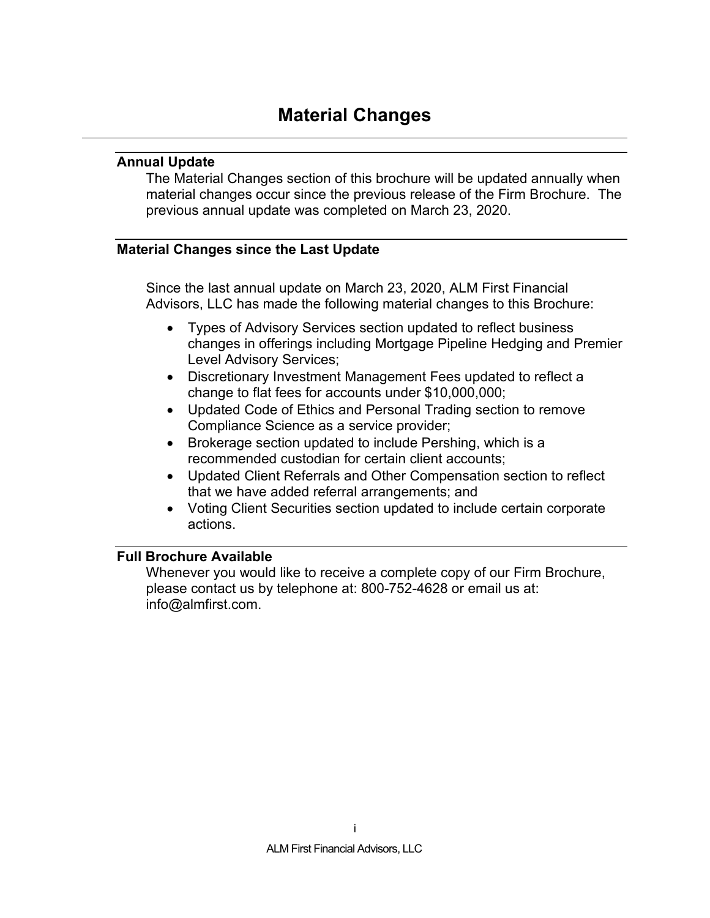# Material Changes

### Annual Update

The Material Changes section of this brochure will be updated annually when material changes occur since the previous release of the Firm Brochure. The previous annual update was completed on March 23, 2020.

### Material Changes since the Last Update

Since the last annual update on March 23, 2020, ALM First Financial Advisors, LLC has made the following material changes to this Brochure:

- Types of Advisory Services section updated to reflect business changes in offerings including Mortgage Pipeline Hedging and Premier Level Advisory Services;
- Discretionary Investment Management Fees updated to reflect a change to flat fees for accounts under $10,000,000;
- Updated Code of Ethics and Personal Trading section to remove Compliance Science as a service provider;
- Brokerage section updated to include Pershing, which is a recommended custodian for certain client accounts;
- Updated Client Referrals and Other Compensation section to reflect that we have added referral arrangements; and
- Voting Client Securities section updated to include certain corporate actions.

### Full Brochure Available

Whenever you would like to receive a complete copy of our Firm Brochure, please contact us by telephone at: 800-752-4628 or email us at: info@almfirst.com.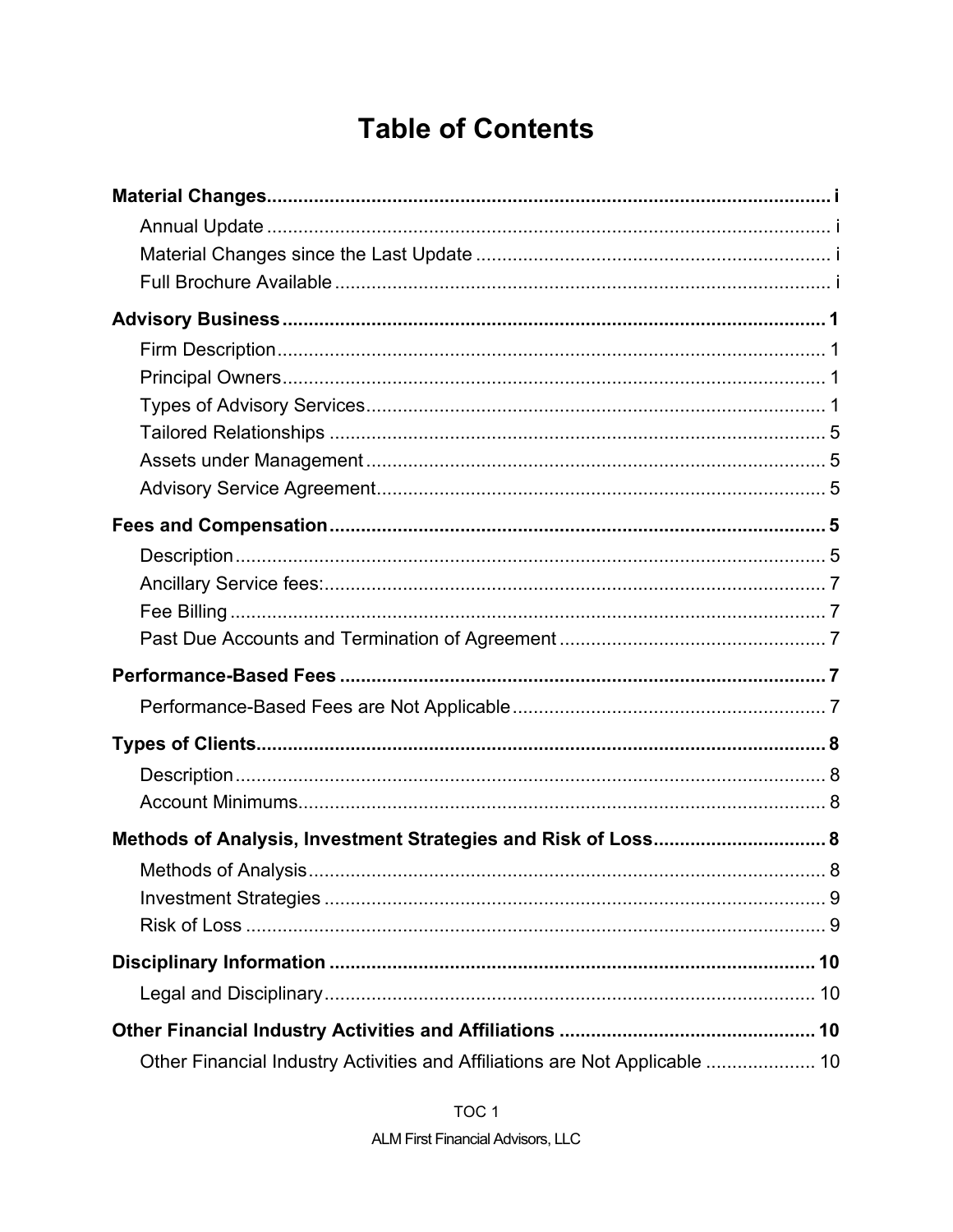# Table of Contents

**Material Changes** .......... **i**

- Annual Update .......... i
- Material Changes since the Last Update .......... i
- Full Brochure Available .......... i

**Advisory Business** .......... **1**

- Firm Description .......... 1
- Principal Owners .......... 1
- Types of Advisory Services .......... 1
- Tailored Relationships .......... 5
- Assets under Management .......... 5
- Advisory Service Agreement .......... 5

**Fees and Compensation** .......... **5**

- Description .......... 5
- Ancillary Service fees: .......... 7
- Fee Billing .......... 7
- Past Due Accounts and Termination of Agreement .......... 7

**Performance-Based Fees** .......... **7**

- Performance-Based Fees are Not Applicable .......... 7

**Types of Clients** .......... **8**

- Description .......... 8
- Account Minimums .......... 8

**Methods of Analysis, Investment Strategies and Risk of Loss** .......... **8**

- Methods of Analysis .......... 8
- Investment Strategies .......... 9
- Risk of Loss .......... 9

**Disciplinary Information** .......... **10**

- Legal and Disciplinary .......... 10

**Other Financial Industry Activities and Affiliations** .......... **10**

- Other Financial Industry Activities and Affiliations are Not Applicable .......... 10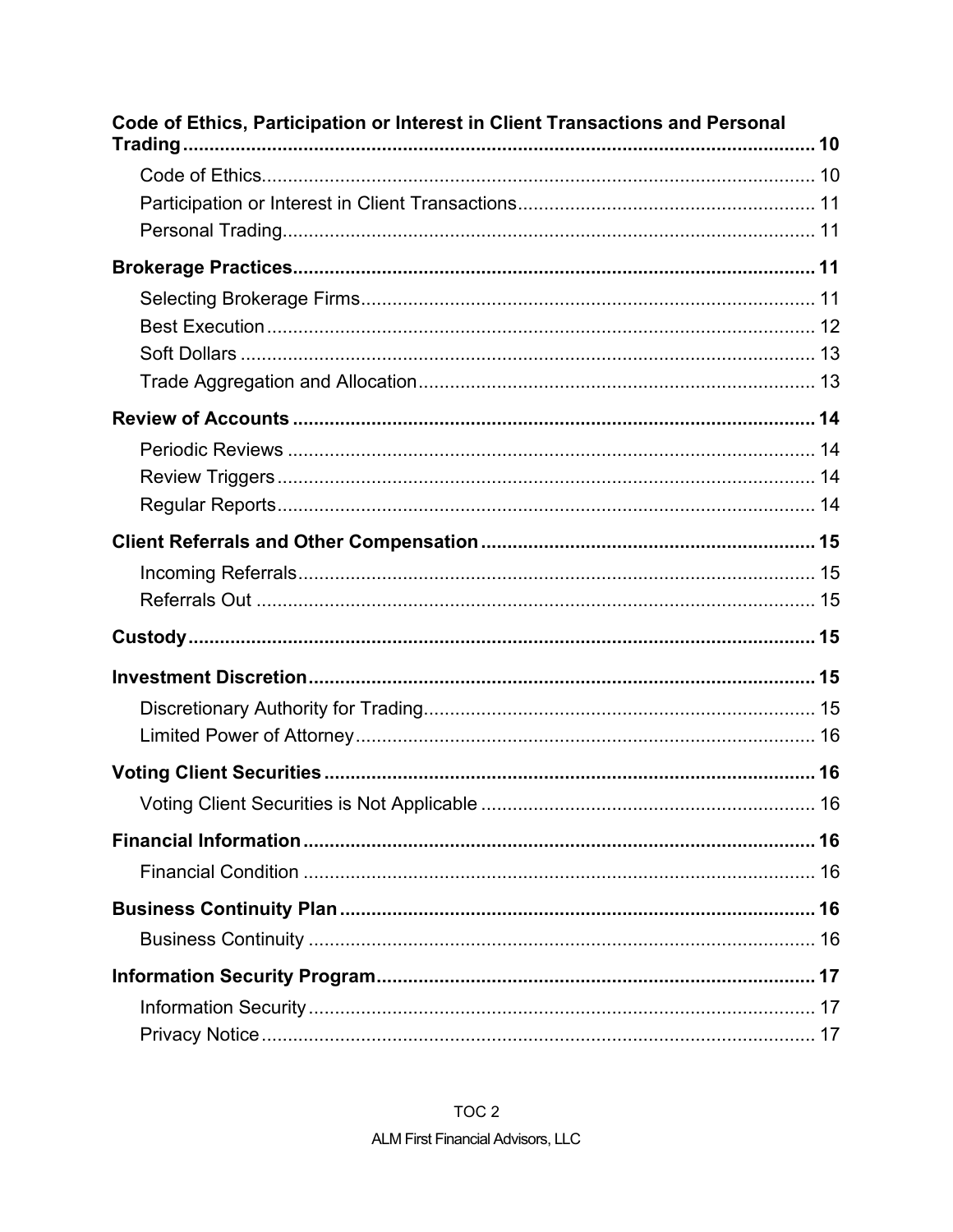**Code of Ethics, Participation or Interest in Client Transactions and Personal Trading** ..... 10

- Code of Ethics ..... 10
- Participation or Interest in Client Transactions ..... 11
- Personal Trading ..... 11

**Brokerage Practices** ..... 11

- Selecting Brokerage Firms ..... 11
- Best Execution ..... 12
- Soft Dollars ..... 13
- Trade Aggregation and Allocation ..... 13

**Review of Accounts** ..... 14

- Periodic Reviews ..... 14
- Review Triggers ..... 14
- Regular Reports ..... 14

**Client Referrals and Other Compensation** ..... 15

- Incoming Referrals ..... 15
- Referrals Out ..... 15

**Custody** ..... 15

**Investment Discretion** ..... 15

- Discretionary Authority for Trading ..... 15
- Limited Power of Attorney ..... 16

**Voting Client Securities** ..... 16

- Voting Client Securities is Not Applicable ..... 16

**Financial Information** ..... 16

- Financial Condition ..... 16

**Business Continuity Plan** ..... 16

- Business Continuity ..... 16

**Information Security Program** ..... 17

- Information Security ..... 17
- Privacy Notice ..... 17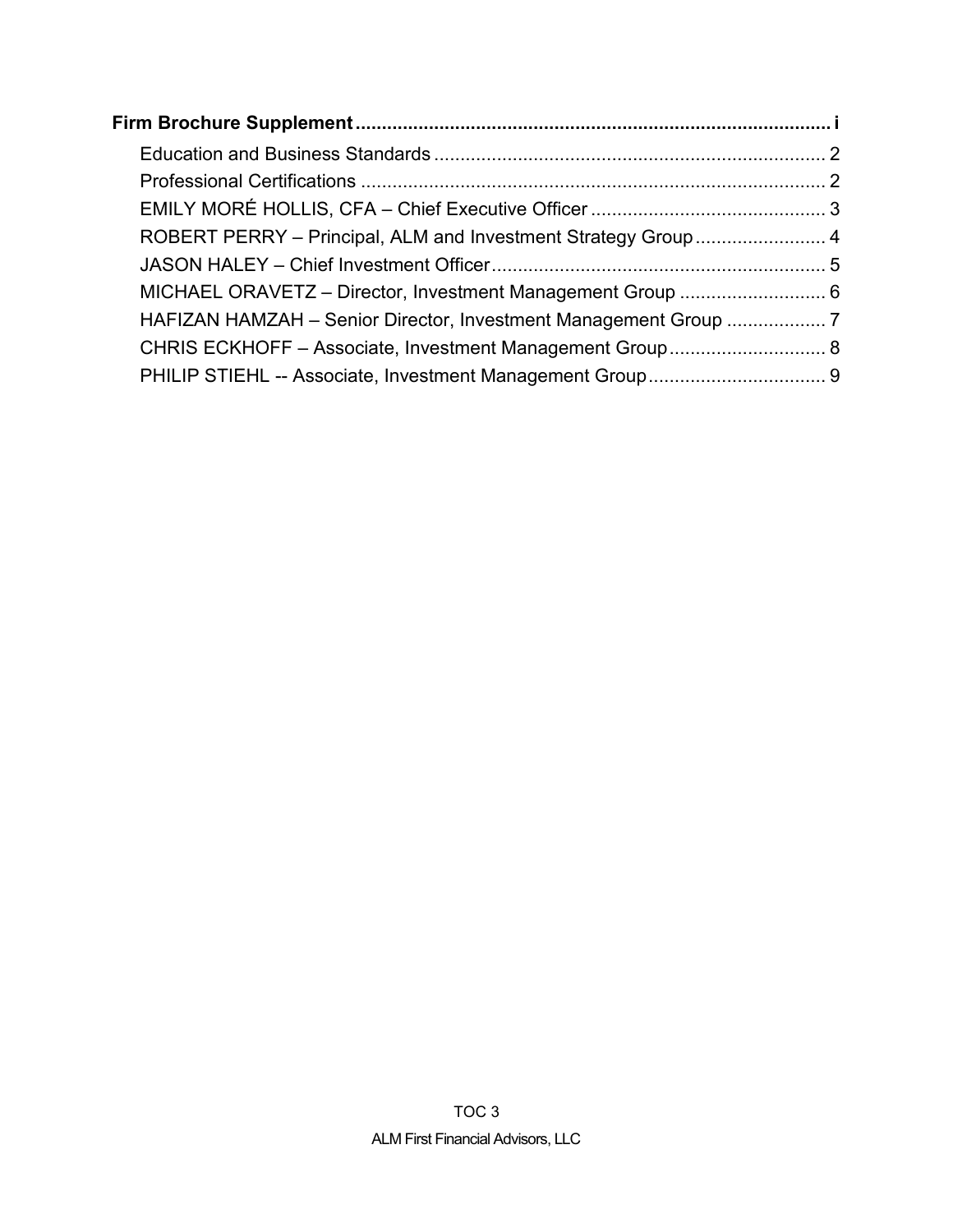**Firm Brochure Supplement** .......... i

- Education and Business Standards .......... 2
- Professional Certifications .......... 2
- EMILY MORÉ HOLLIS, CFA – Chief Executive Officer .......... 3
- ROBERT PERRY – Principal, ALM and Investment Strategy Group .......... 4
- JASON HALEY – Chief Investment Officer .......... 5
- MICHAEL ORAVETZ – Director, Investment Management Group .......... 6
- HAFIZAN HAMZAH – Senior Director, Investment Management Group .......... 7
- CHRIS ECKHOFF – Associate, Investment Management Group .......... 8
- PHILIP STIEHL -- Associate, Investment Management Group .......... 9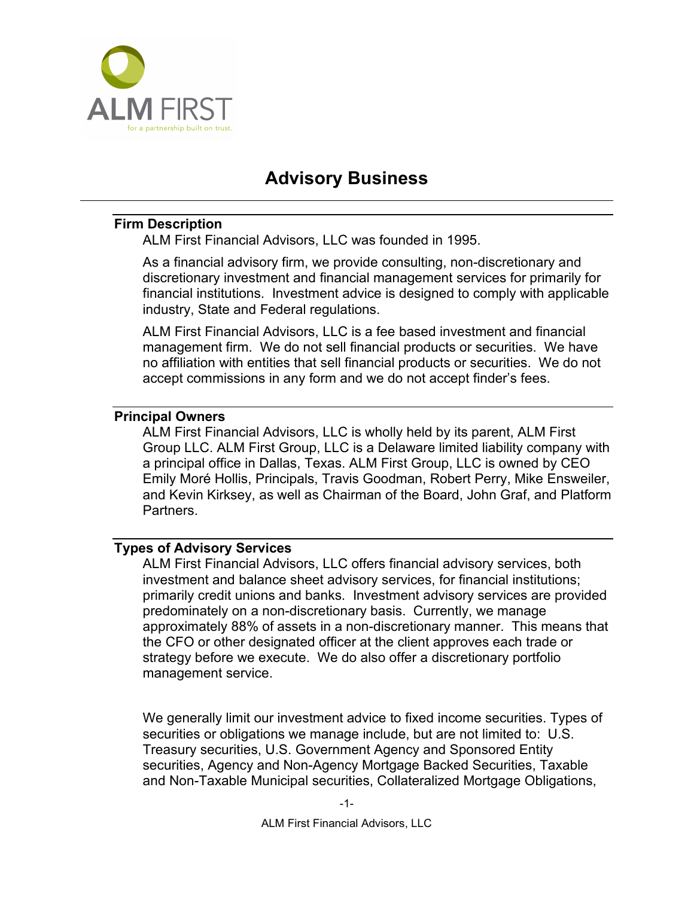# Advisory Business

**Firm Description**

ALM First Financial Advisors, LLC was founded in 1995.

As a financial advisory firm, we provide consulting, non-discretionary and discretionary investment and financial management services for primarily for financial institutions. Investment advice is designed to comply with applicable industry, State and Federal regulations.

ALM First Financial Advisors, LLC is a fee based investment and financial management firm. We do not sell financial products or securities. We have no affiliation with entities that sell financial products or securities. We do not accept commissions in any form and we do not accept finder's fees.

**Principal Owners**

ALM First Financial Advisors, LLC is wholly held by its parent, ALM First Group LLC. ALM First Group, LLC is a Delaware limited liability company with a principal office in Dallas, Texas. ALM First Group, LLC is owned by CEO Emily Moré Hollis, Principals, Travis Goodman, Robert Perry, Mike Ensweiler, and Kevin Kirksey, as well as Chairman of the Board, John Graf, and Platform Partners.

**Types of Advisory Services**

ALM First Financial Advisors, LLC offers financial advisory services, both investment and balance sheet advisory services, for financial institutions; primarily credit unions and banks. Investment advisory services are provided predominately on a non-discretionary basis. Currently, we manage approximately 88% of assets in a non-discretionary manner. This means that the CFO or other designated officer at the client approves each trade or strategy before we execute. We do also offer a discretionary portfolio management service.

We generally limit our investment advice to fixed income securities. Types of securities or obligations we manage include, but are not limited to: U.S. Treasury securities, U.S. Government Agency and Sponsored Entity securities, Agency and Non-Agency Mortgage Backed Securities, Taxable and Non-Taxable Municipal securities, Collateralized Mortgage Obligations,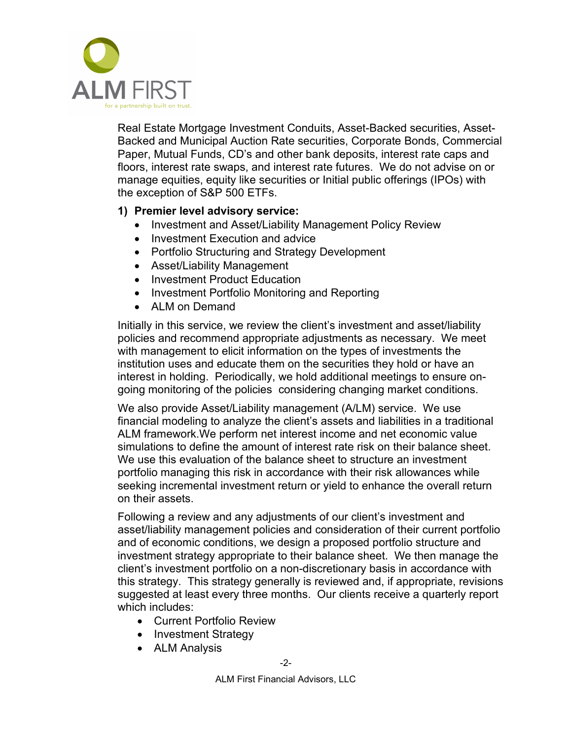Real Estate Mortgage Investment Conduits, Asset-Backed securities, Asset-Backed and Municipal Auction Rate securities, Corporate Bonds, Commercial Paper, Mutual Funds, CD's and other bank deposits, interest rate caps and floors, interest rate swaps, and interest rate futures. We do not advise on or manage equities, equity like securities or Initial public offerings (IPOs) with the exception of S&P 500 ETFs.

**1) Premier level advisory service:**

- Investment and Asset/Liability Management Policy Review
- Investment Execution and advice
- Portfolio Structuring and Strategy Development
- Asset/Liability Management
- Investment Product Education
- Investment Portfolio Monitoring and Reporting
- ALM on Demand

Initially in this service, we review the client's investment and asset/liability policies and recommend appropriate adjustments as necessary. We meet with management to elicit information on the types of investments the institution uses and educate them on the securities they hold or have an interest in holding. Periodically, we hold additional meetings to ensure on-going monitoring of the policies considering changing market conditions.

We also provide Asset/Liability management (A/LM) service. We use financial modeling to analyze the client's assets and liabilities in a traditional ALM framework.We perform net interest income and net economic value simulations to define the amount of interest rate risk on their balance sheet. We use this evaluation of the balance sheet to structure an investment portfolio managing this risk in accordance with their risk allowances while seeking incremental investment return or yield to enhance the overall return on their assets.

Following a review and any adjustments of our client's investment and asset/liability management policies and consideration of their current portfolio and of economic conditions, we design a proposed portfolio structure and investment strategy appropriate to their balance sheet. We then manage the client's investment portfolio on a non-discretionary basis in accordance with this strategy. This strategy generally is reviewed and, if appropriate, revisions suggested at least every three months. Our clients receive a quarterly report which includes:

- Current Portfolio Review
- Investment Strategy
- ALM Analysis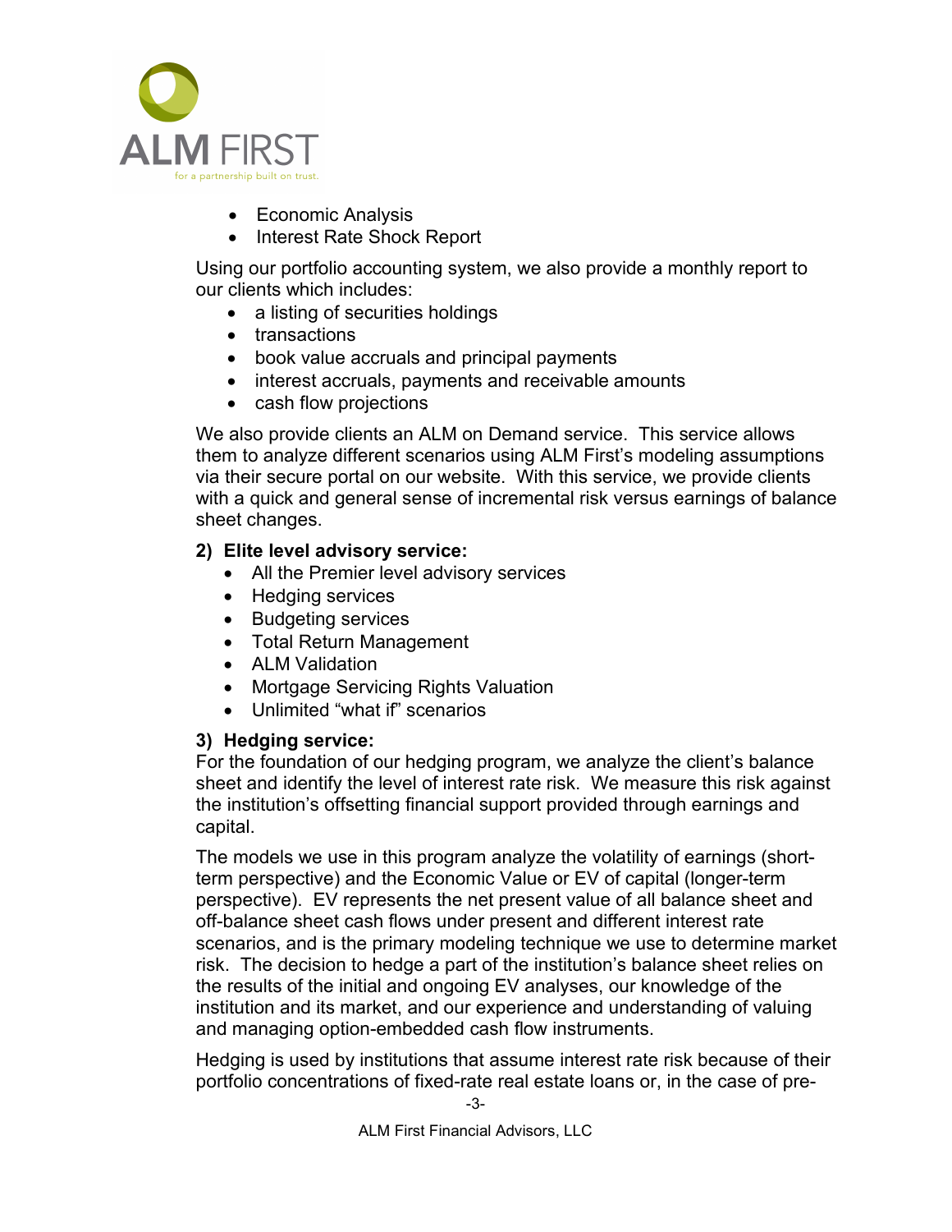- Economic Analysis
- Interest Rate Shock Report

Using our portfolio accounting system, we also provide a monthly report to our clients which includes:

- a listing of securities holdings
- transactions
- book value accruals and principal payments
- interest accruals, payments and receivable amounts
- cash flow projections

We also provide clients an ALM on Demand service. This service allows them to analyze different scenarios using ALM First's modeling assumptions via their secure portal on our website. With this service, we provide clients with a quick and general sense of incremental risk versus earnings of balance sheet changes.

**2) Elite level advisory service:**

- All the Premier level advisory services
- Hedging services
- Budgeting services
- Total Return Management
- ALM Validation
- Mortgage Servicing Rights Valuation
- Unlimited "what if" scenarios

**3) Hedging service:**

For the foundation of our hedging program, we analyze the client's balance sheet and identify the level of interest rate risk. We measure this risk against the institution's offsetting financial support provided through earnings and capital.

The models we use in this program analyze the volatility of earnings (short-term perspective) and the Economic Value or EV of capital (longer-term perspective). EV represents the net present value of all balance sheet and off-balance sheet cash flows under present and different interest rate scenarios, and is the primary modeling technique we use to determine market risk. The decision to hedge a part of the institution's balance sheet relies on the results of the initial and ongoing EV analyses, our knowledge of the institution and its market, and our experience and understanding of valuing and managing option-embedded cash flow instruments.

Hedging is used by institutions that assume interest rate risk because of their portfolio concentrations of fixed-rate real estate loans or, in the case of pre-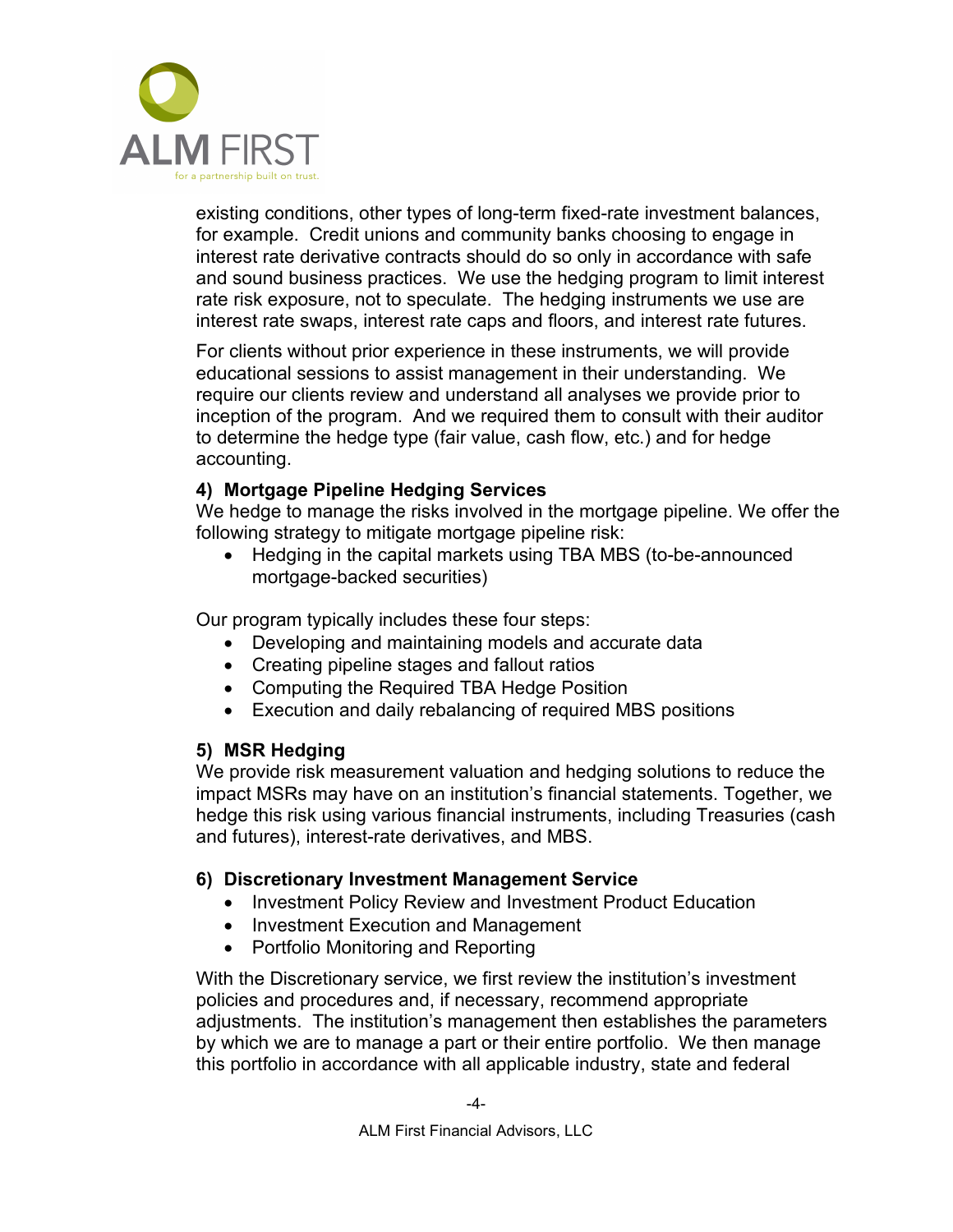existing conditions, other types of long-term fixed-rate investment balances, for example. Credit unions and community banks choosing to engage in interest rate derivative contracts should do so only in accordance with safe and sound business practices. We use the hedging program to limit interest rate risk exposure, not to speculate. The hedging instruments we use are interest rate swaps, interest rate caps and floors, and interest rate futures.

For clients without prior experience in these instruments, we will provide educational sessions to assist management in their understanding. We require our clients review and understand all analyses we provide prior to inception of the program. And we required them to consult with their auditor to determine the hedge type (fair value, cash flow, etc.) and for hedge accounting.

**4) Mortgage Pipeline Hedging Services**

We hedge to manage the risks involved in the mortgage pipeline. We offer the following strategy to mitigate mortgage pipeline risk:

- Hedging in the capital markets using TBA MBS (to-be-announced mortgage-backed securities)

Our program typically includes these four steps:

- Developing and maintaining models and accurate data
- Creating pipeline stages and fallout ratios
- Computing the Required TBA Hedge Position
- Execution and daily rebalancing of required MBS positions

**5) MSR Hedging**

We provide risk measurement valuation and hedging solutions to reduce the impact MSRs may have on an institution's financial statements. Together, we hedge this risk using various financial instruments, including Treasuries (cash and futures), interest-rate derivatives, and MBS.

**6) Discretionary Investment Management Service**

- Investment Policy Review and Investment Product Education
- Investment Execution and Management
- Portfolio Monitoring and Reporting

With the Discretionary service, we first review the institution's investment policies and procedures and, if necessary, recommend appropriate adjustments. The institution's management then establishes the parameters by which we are to manage a part or their entire portfolio. We then manage this portfolio in accordance with all applicable industry, state and federal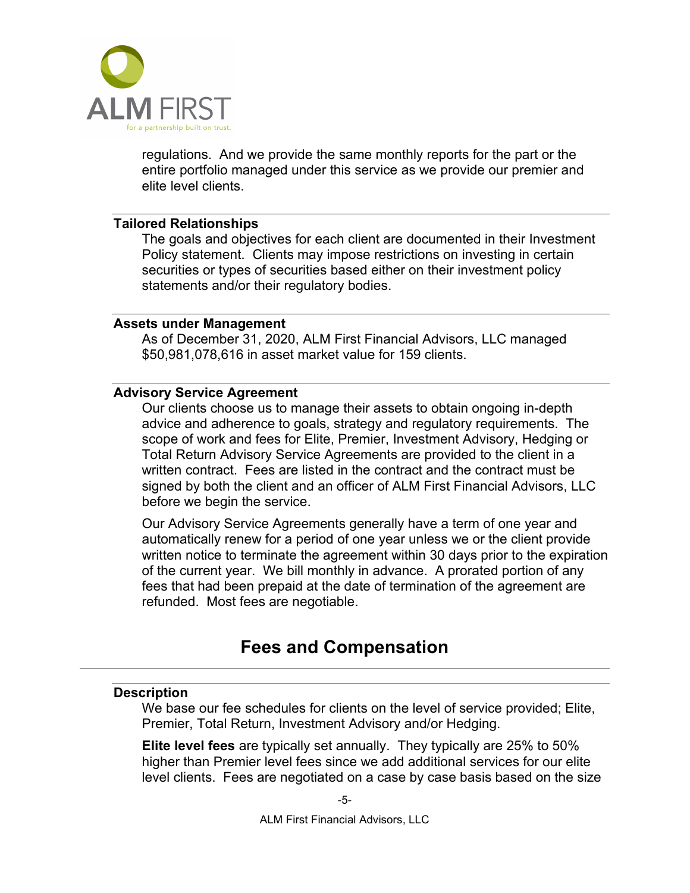regulations. And we provide the same monthly reports for the part or the entire portfolio managed under this service as we provide our premier and elite level clients.

### Tailored Relationships

The goals and objectives for each client are documented in their Investment Policy statement. Clients may impose restrictions on investing in certain securities or types of securities based either on their investment policy statements and/or their regulatory bodies.

### Assets under Management

As of December 31, 2020, ALM First Financial Advisors, LLC managed $50,981,078,616 in asset market value for 159 clients.

### Advisory Service Agreement

Our clients choose us to manage their assets to obtain ongoing in-depth advice and adherence to goals, strategy and regulatory requirements. The scope of work and fees for Elite, Premier, Investment Advisory, Hedging or Total Return Advisory Service Agreements are provided to the client in a written contract. Fees are listed in the contract and the contract must be signed by both the client and an officer of ALM First Financial Advisors, LLC before we begin the service.

Our Advisory Service Agreements generally have a term of one year and automatically renew for a period of one year unless we or the client provide written notice to terminate the agreement within 30 days prior to the expiration of the current year. We bill monthly in advance. A prorated portion of any fees that had been prepaid at the date of termination of the agreement are refunded. Most fees are negotiable.

## Fees and Compensation

### Description

We base our fee schedules for clients on the level of service provided; Elite, Premier, Total Return, Investment Advisory and/or Hedging.

**Elite level fees** are typically set annually. They typically are 25% to 50% higher than Premier level fees since we add additional services for our elite level clients. Fees are negotiated on a case by case basis based on the size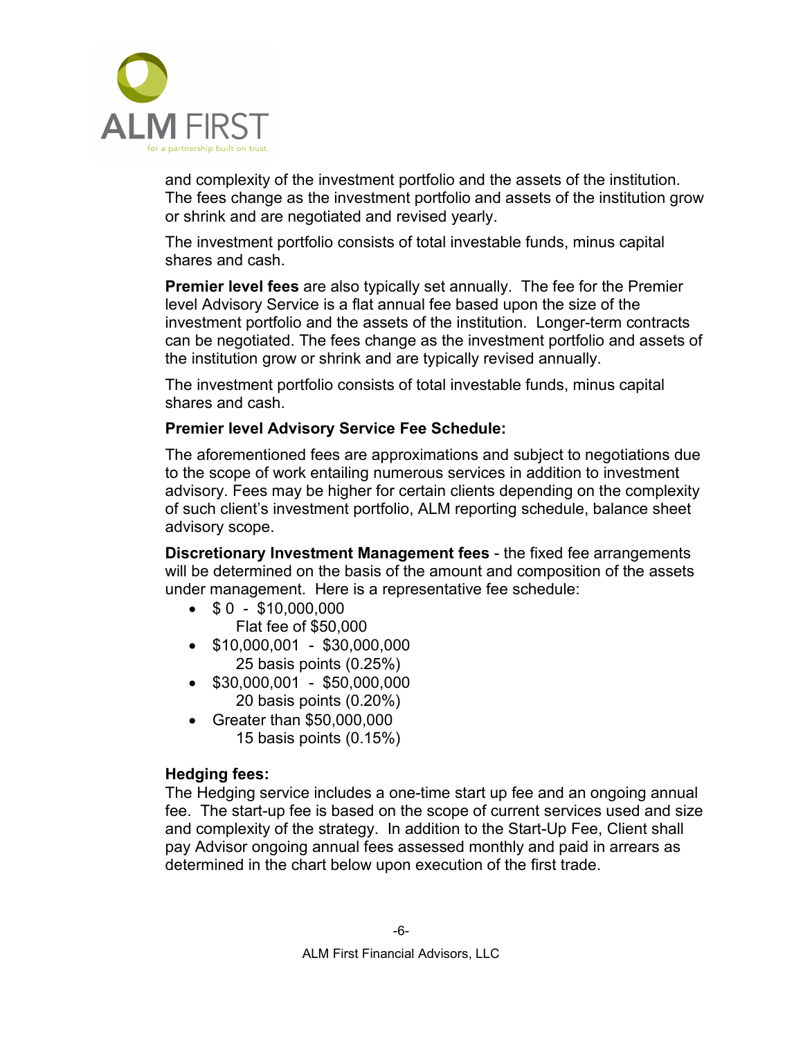and complexity of the investment portfolio and the assets of the institution. The fees change as the investment portfolio and assets of the institution grow or shrink and are negotiated and revised yearly.

The investment portfolio consists of total investable funds, minus capital shares and cash.

**Premier level fees** are also typically set annually. The fee for the Premier level Advisory Service is a flat annual fee based upon the size of the investment portfolio and the assets of the institution. Longer-term contracts can be negotiated. The fees change as the investment portfolio and assets of the institution grow or shrink and are typically revised annually.

The investment portfolio consists of total investable funds, minus capital shares and cash.

**Premier level Advisory Service Fee Schedule:**

The aforementioned fees are approximations and subject to negotiations due to the scope of work entailing numerous services in addition to investment advisory. Fees may be higher for certain clients depending on the complexity of such client's investment portfolio, ALM reporting schedule, balance sheet advisory scope.

**Discretionary Investment Management fees** - the fixed fee arrangements will be determined on the basis of the amount and composition of the assets under management. Here is a representative fee schedule:

- $ 0 - $10,000,000
  Flat fee of $50,000
- $10,000,001 - $30,000,000
  25 basis points (0.25%)
- $30,000,001 - $50,000,000
  20 basis points (0.20%)
- Greater than $50,000,000
  15 basis points (0.15%)

**Hedging fees:**
The Hedging service includes a one-time start up fee and an ongoing annual fee. The start-up fee is based on the scope of current services used and size and complexity of the strategy. In addition to the Start-Up Fee, Client shall pay Advisor ongoing annual fees assessed monthly and paid in arrears as determined in the chart below upon execution of the first trade.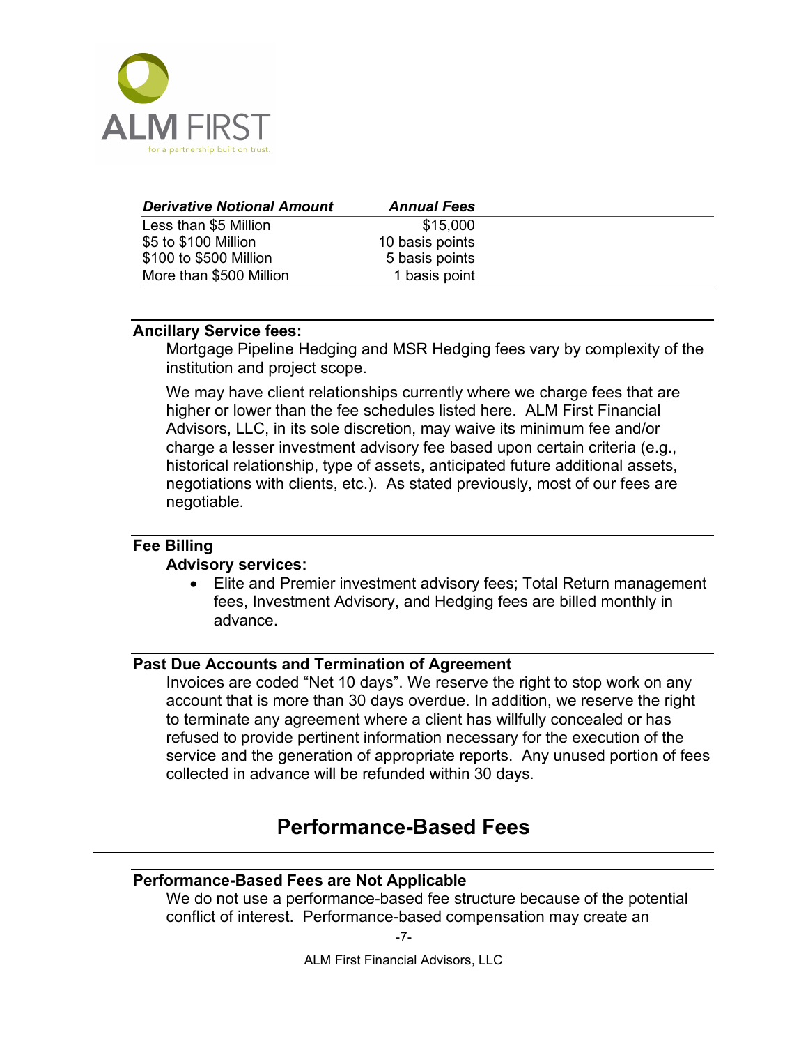| *Derivative Notional Amount* | *Annual Fees* |
|---|---|
| Less than $5 Million | $15,000 |
| $5 to $100 Million | 10 basis points |
| $100 to $500 Million | 5 basis points |
| More than $500 Million | 1 basis point |

**Ancillary Service fees:**

Mortgage Pipeline Hedging and MSR Hedging fees vary by complexity of the institution and project scope.

We may have client relationships currently where we charge fees that are higher or lower than the fee schedules listed here. ALM First Financial Advisors, LLC, in its sole discretion, may waive its minimum fee and/or charge a lesser investment advisory fee based upon certain criteria (e.g., historical relationship, type of assets, anticipated future additional assets, negotiations with clients, etc.). As stated previously, most of our fees are negotiable.

**Fee Billing**

**Advisory services:**

- Elite and Premier investment advisory fees; Total Return management fees, Investment Advisory, and Hedging fees are billed monthly in advance.

**Past Due Accounts and Termination of Agreement**

Invoices are coded "Net 10 days". We reserve the right to stop work on any account that is more than 30 days overdue. In addition, we reserve the right to terminate any agreement where a client has willfully concealed or has refused to provide pertinent information necessary for the execution of the service and the generation of appropriate reports. Any unused portion of fees collected in advance will be refunded within 30 days.

## Performance-Based Fees

**Performance-Based Fees are Not Applicable**

We do not use a performance-based fee structure because of the potential conflict of interest. Performance-based compensation may create an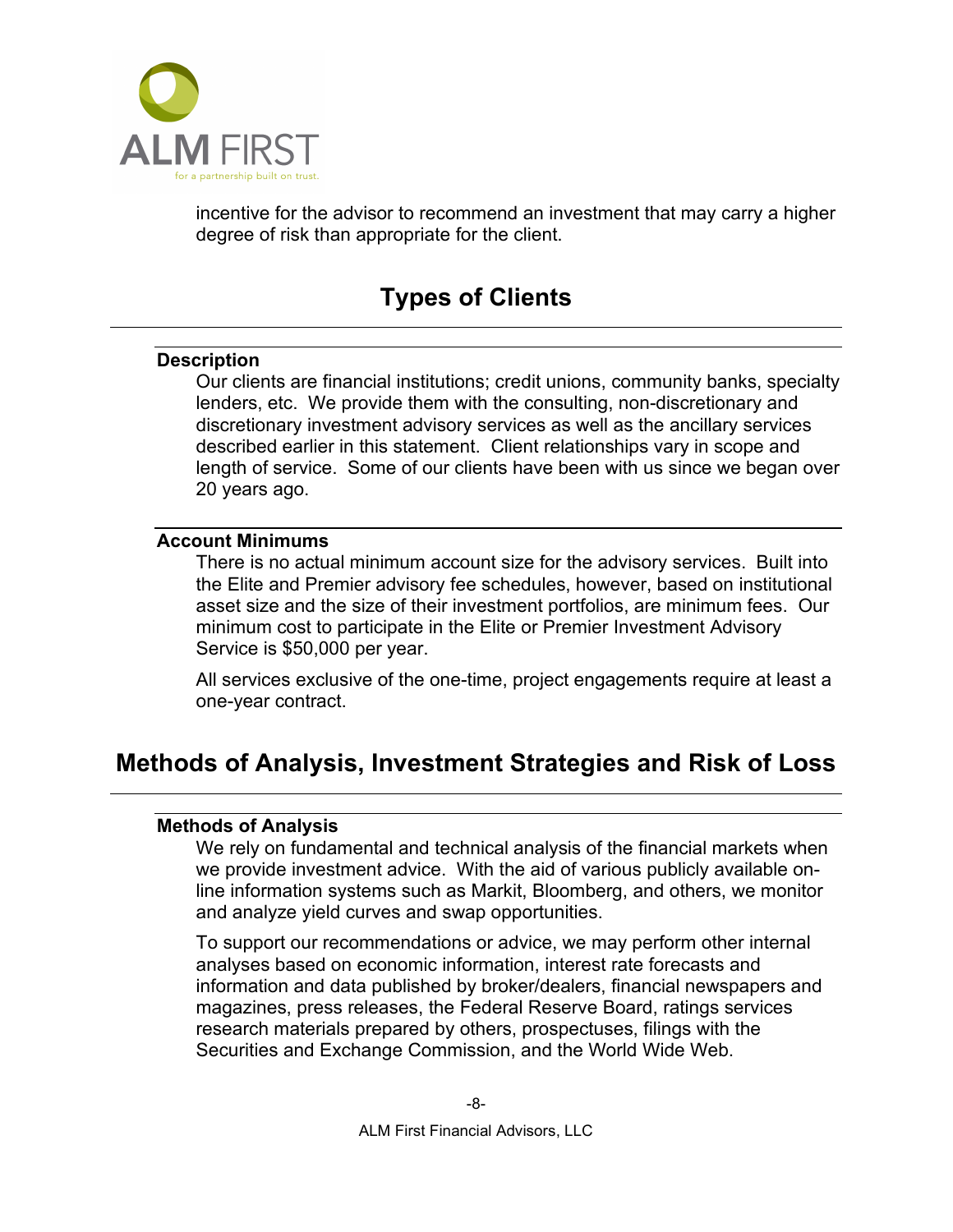incentive for the advisor to recommend an investment that may carry a higher degree of risk than appropriate for the client.

## Types of Clients

### Description

Our clients are financial institutions; credit unions, community banks, specialty lenders, etc. We provide them with the consulting, non-discretionary and discretionary investment advisory services as well as the ancillary services described earlier in this statement. Client relationships vary in scope and length of service. Some of our clients have been with us since we began over 20 years ago.

### Account Minimums

There is no actual minimum account size for the advisory services. Built into the Elite and Premier advisory fee schedules, however, based on institutional asset size and the size of their investment portfolios, are minimum fees. Our minimum cost to participate in the Elite or Premier Investment Advisory Service is $50,000 per year.

All services exclusive of the one-time, project engagements require at least a one-year contract.

## Methods of Analysis, Investment Strategies and Risk of Loss

### Methods of Analysis

We rely on fundamental and technical analysis of the financial markets when we provide investment advice. With the aid of various publicly available on-line information systems such as Markit, Bloomberg, and others, we monitor and analyze yield curves and swap opportunities.

To support our recommendations or advice, we may perform other internal analyses based on economic information, interest rate forecasts and information and data published by broker/dealers, financial newspapers and magazines, press releases, the Federal Reserve Board, ratings services research materials prepared by others, prospectuses, filings with the Securities and Exchange Commission, and the World Wide Web.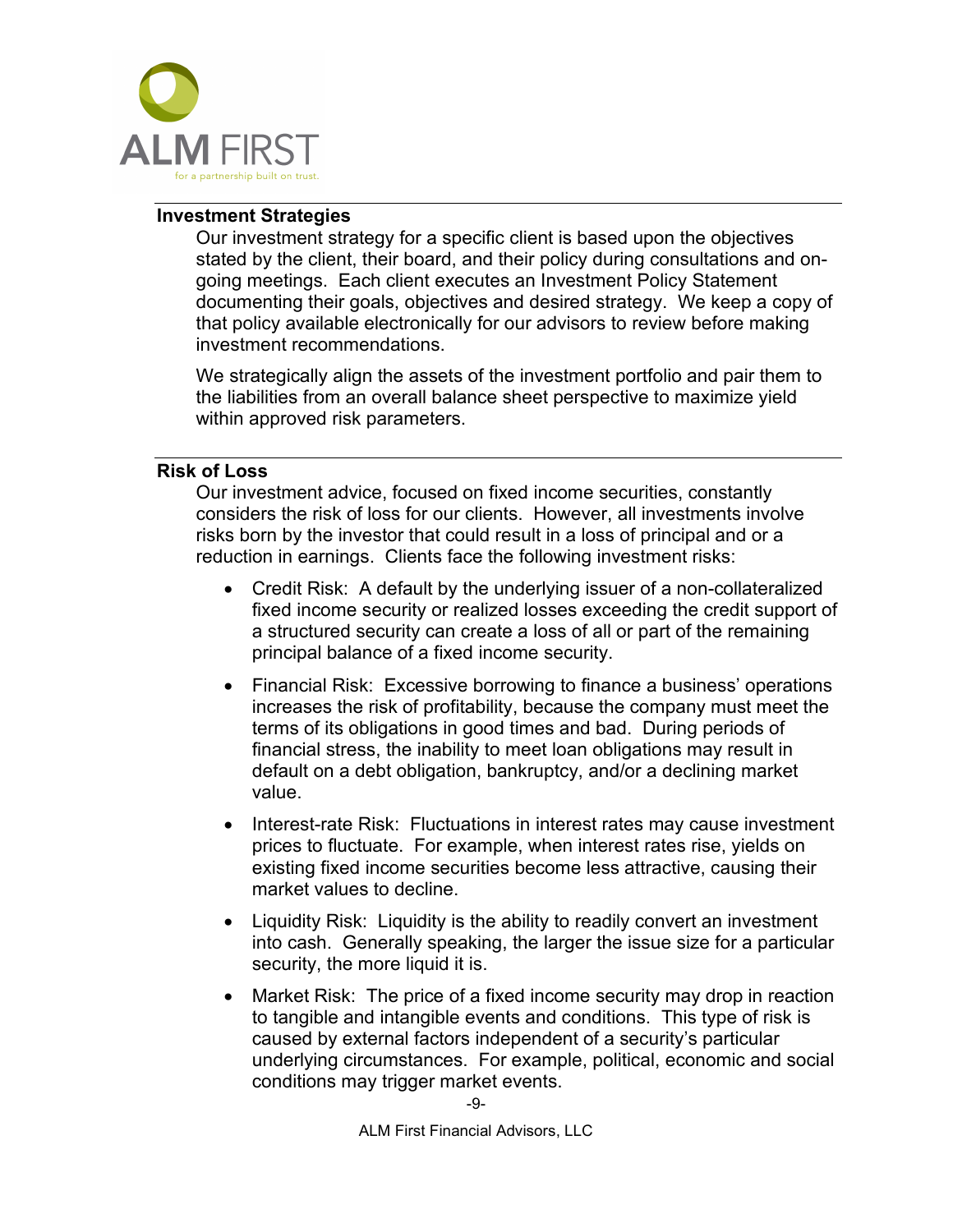## Investment Strategies

Our investment strategy for a specific client is based upon the objectives stated by the client, their board, and their policy during consultations and on-going meetings. Each client executes an Investment Policy Statement documenting their goals, objectives and desired strategy. We keep a copy of that policy available electronically for our advisors to review before making investment recommendations.

We strategically align the assets of the investment portfolio and pair them to the liabilities from an overall balance sheet perspective to maximize yield within approved risk parameters.

## Risk of Loss

Our investment advice, focused on fixed income securities, constantly considers the risk of loss for our clients. However, all investments involve risks born by the investor that could result in a loss of principal and or a reduction in earnings. Clients face the following investment risks:

- Credit Risk: A default by the underlying issuer of a non-collateralized fixed income security or realized losses exceeding the credit support of a structured security can create a loss of all or part of the remaining principal balance of a fixed income security.
- Financial Risk: Excessive borrowing to finance a business' operations increases the risk of profitability, because the company must meet the terms of its obligations in good times and bad. During periods of financial stress, the inability to meet loan obligations may result in default on a debt obligation, bankruptcy, and/or a declining market value.
- Interest-rate Risk: Fluctuations in interest rates may cause investment prices to fluctuate. For example, when interest rates rise, yields on existing fixed income securities become less attractive, causing their market values to decline.
- Liquidity Risk: Liquidity is the ability to readily convert an investment into cash. Generally speaking, the larger the issue size for a particular security, the more liquid it is.
- Market Risk: The price of a fixed income security may drop in reaction to tangible and intangible events and conditions. This type of risk is caused by external factors independent of a security's particular underlying circumstances. For example, political, economic and social conditions may trigger market events.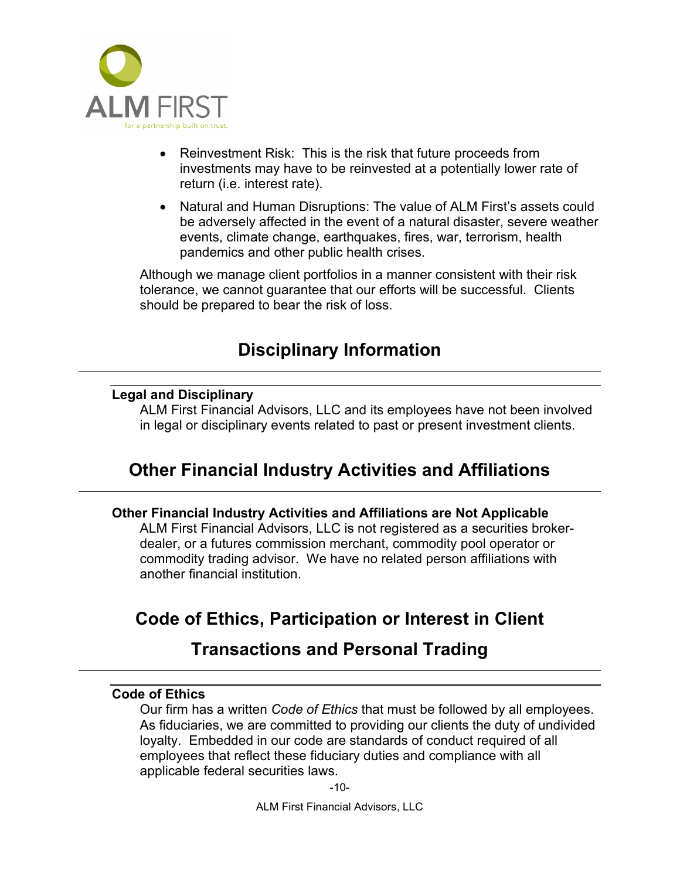- Reinvestment Risk: This is the risk that future proceeds from investments may have to be reinvested at a potentially lower rate of return (i.e. interest rate).
- Natural and Human Disruptions: The value of ALM First's assets could be adversely affected in the event of a natural disaster, severe weather events, climate change, earthquakes, fires, war, terrorism, health pandemics and other public health crises.

Although we manage client portfolios in a manner consistent with their risk tolerance, we cannot guarantee that our efforts will be successful. Clients should be prepared to bear the risk of loss.

# Disciplinary Information

### Legal and Disciplinary

ALM First Financial Advisors, LLC and its employees have not been involved in legal or disciplinary events related to past or present investment clients.

# Other Financial Industry Activities and Affiliations

### Other Financial Industry Activities and Affiliations are Not Applicable

ALM First Financial Advisors, LLC is not registered as a securities broker-dealer, or a futures commission merchant, commodity pool operator or commodity trading advisor. We have no related person affiliations with another financial institution.

# Code of Ethics, Participation or Interest in Client Transactions and Personal Trading

### Code of Ethics

Our firm has a written *Code of Ethics* that must be followed by all employees. As fiduciaries, we are committed to providing our clients the duty of undivided loyalty. Embedded in our code are standards of conduct required of all employees that reflect these fiduciary duties and compliance with all applicable federal securities laws.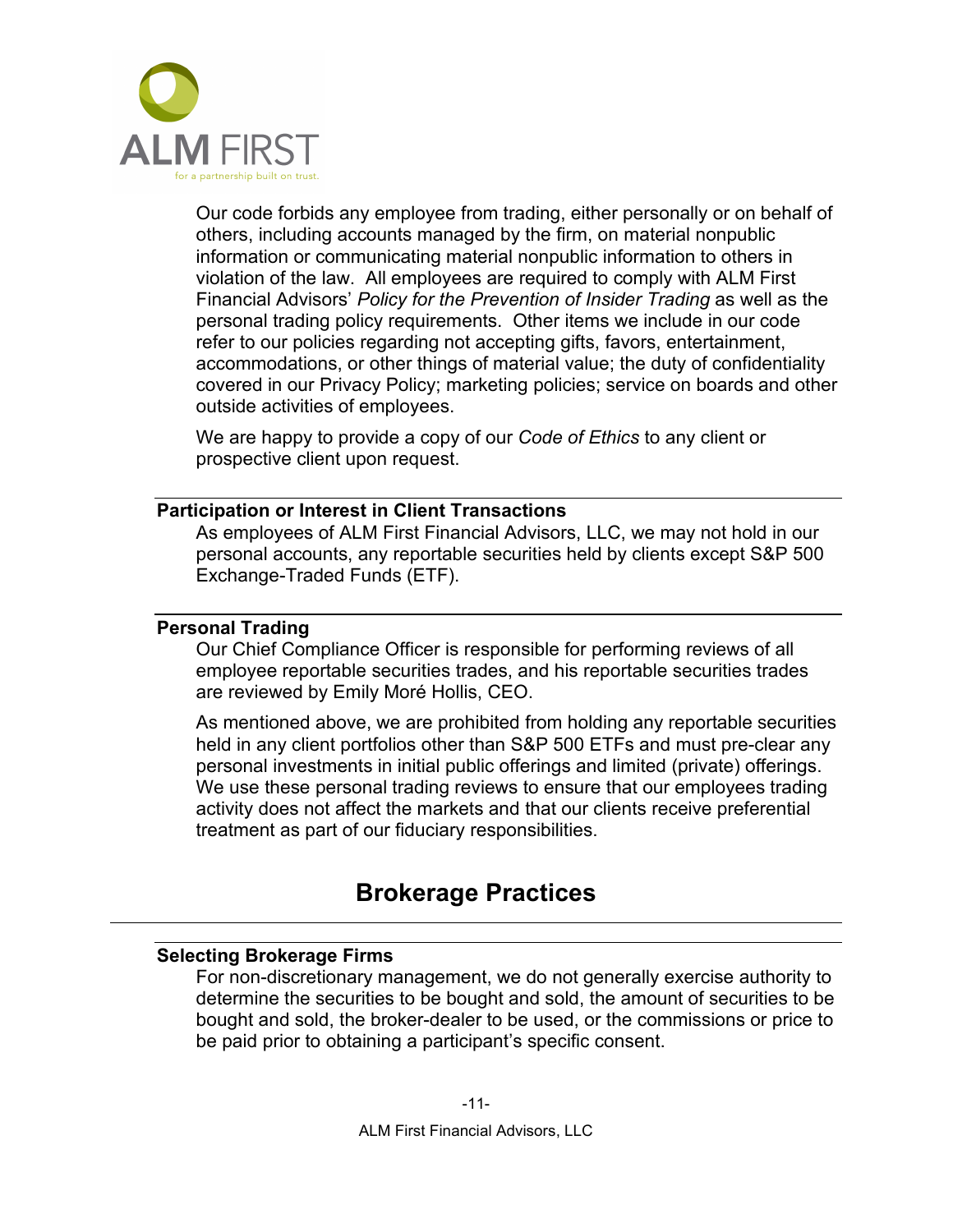Our code forbids any employee from trading, either personally or on behalf of others, including accounts managed by the firm, on material nonpublic information or communicating material nonpublic information to others in violation of the law. All employees are required to comply with ALM First Financial Advisors' *Policy for the Prevention of Insider Trading* as well as the personal trading policy requirements. Other items we include in our code refer to our policies regarding not accepting gifts, favors, entertainment, accommodations, or other things of material value; the duty of confidentiality covered in our Privacy Policy; marketing policies; service on boards and other outside activities of employees.

We are happy to provide a copy of our *Code of Ethics* to any client or prospective client upon request.

### Participation or Interest in Client Transactions

As employees of ALM First Financial Advisors, LLC, we may not hold in our personal accounts, any reportable securities held by clients except S&P 500 Exchange-Traded Funds (ETF).

### Personal Trading

Our Chief Compliance Officer is responsible for performing reviews of all employee reportable securities trades, and his reportable securities trades are reviewed by Emily Moré Hollis, CEO.

As mentioned above, we are prohibited from holding any reportable securities held in any client portfolios other than S&P 500 ETFs and must pre-clear any personal investments in initial public offerings and limited (private) offerings. We use these personal trading reviews to ensure that our employees trading activity does not affect the markets and that our clients receive preferential treatment as part of our fiduciary responsibilities.

## Brokerage Practices

### Selecting Brokerage Firms

For non-discretionary management, we do not generally exercise authority to determine the securities to be bought and sold, the amount of securities to be bought and sold, the broker-dealer to be used, or the commissions or price to be paid prior to obtaining a participant's specific consent.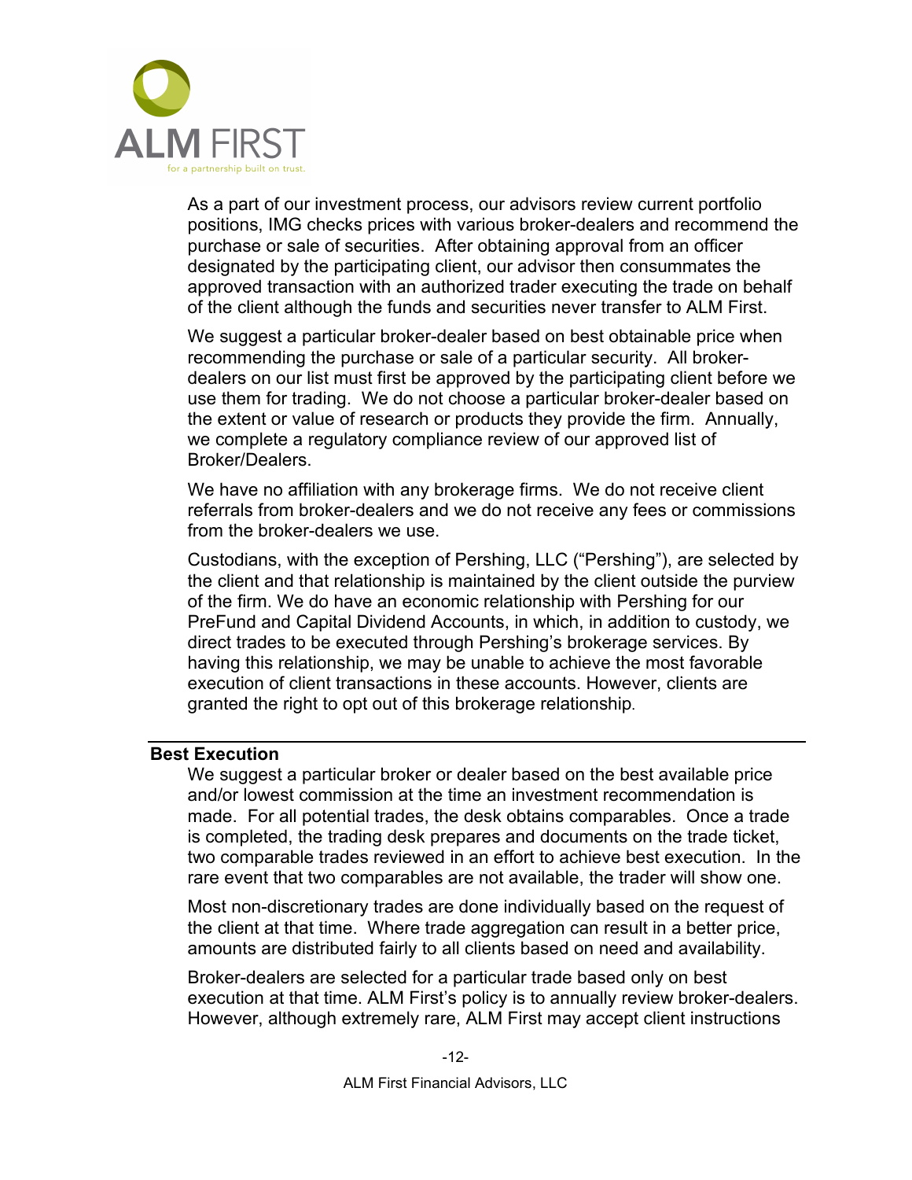As a part of our investment process, our advisors review current portfolio positions, IMG checks prices with various broker-dealers and recommend the purchase or sale of securities. After obtaining approval from an officer designated by the participating client, our advisor then consummates the approved transaction with an authorized trader executing the trade on behalf of the client although the funds and securities never transfer to ALM First.

We suggest a particular broker-dealer based on best obtainable price when recommending the purchase or sale of a particular security. All broker-dealers on our list must first be approved by the participating client before we use them for trading. We do not choose a particular broker-dealer based on the extent or value of research or products they provide the firm. Annually, we complete a regulatory compliance review of our approved list of Broker/Dealers.

We have no affiliation with any brokerage firms. We do not receive client referrals from broker-dealers and we do not receive any fees or commissions from the broker-dealers we use.

Custodians, with the exception of Pershing, LLC ("Pershing"), are selected by the client and that relationship is maintained by the client outside the purview of the firm. We do have an economic relationship with Pershing for our PreFund and Capital Dividend Accounts, in which, in addition to custody, we direct trades to be executed through Pershing's brokerage services. By having this relationship, we may be unable to achieve the most favorable execution of client transactions in these accounts. However, clients are granted the right to opt out of this brokerage relationship.

## Best Execution

We suggest a particular broker or dealer based on the best available price and/or lowest commission at the time an investment recommendation is made. For all potential trades, the desk obtains comparables. Once a trade is completed, the trading desk prepares and documents on the trade ticket, two comparable trades reviewed in an effort to achieve best execution. In the rare event that two comparables are not available, the trader will show one.

Most non-discretionary trades are done individually based on the request of the client at that time. Where trade aggregation can result in a better price, amounts are distributed fairly to all clients based on need and availability.

Broker-dealers are selected for a particular trade based only on best execution at that time. ALM First's policy is to annually review broker-dealers. However, although extremely rare, ALM First may accept client instructions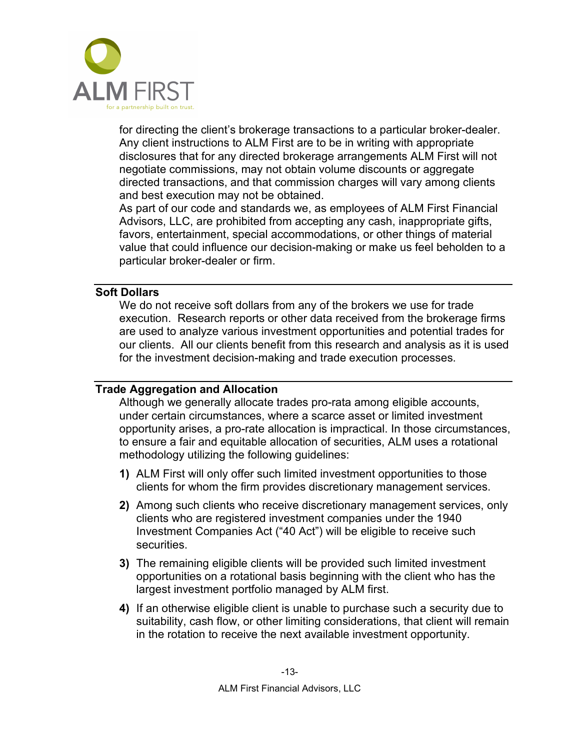for directing the client's brokerage transactions to a particular broker-dealer. Any client instructions to ALM First are to be in writing with appropriate disclosures that for any directed brokerage arrangements ALM First will not negotiate commissions, may not obtain volume discounts or aggregate directed transactions, and that commission charges will vary among clients and best execution may not be obtained.

As part of our code and standards we, as employees of ALM First Financial Advisors, LLC, are prohibited from accepting any cash, inappropriate gifts, favors, entertainment, special accommodations, or other things of material value that could influence our decision-making or make us feel beholden to a particular broker-dealer or firm.

## Soft Dollars

We do not receive soft dollars from any of the brokers we use for trade execution. Research reports or other data received from the brokerage firms are used to analyze various investment opportunities and potential trades for our clients. All our clients benefit from this research and analysis as it is used for the investment decision-making and trade execution processes.

## Trade Aggregation and Allocation

Although we generally allocate trades pro-rata among eligible accounts, under certain circumstances, where a scarce asset or limited investment opportunity arises, a pro-rate allocation is impractical. In those circumstances, to ensure a fair and equitable allocation of securities, ALM uses a rotational methodology utilizing the following guidelines:

**1)** ALM First will only offer such limited investment opportunities to those clients for whom the firm provides discretionary management services.

**2)** Among such clients who receive discretionary management services, only clients who are registered investment companies under the 1940 Investment Companies Act ("40 Act") will be eligible to receive such securities.

**3)** The remaining eligible clients will be provided such limited investment opportunities on a rotational basis beginning with the client who has the largest investment portfolio managed by ALM first.

**4)** If an otherwise eligible client is unable to purchase such a security due to suitability, cash flow, or other limiting considerations, that client will remain in the rotation to receive the next available investment opportunity.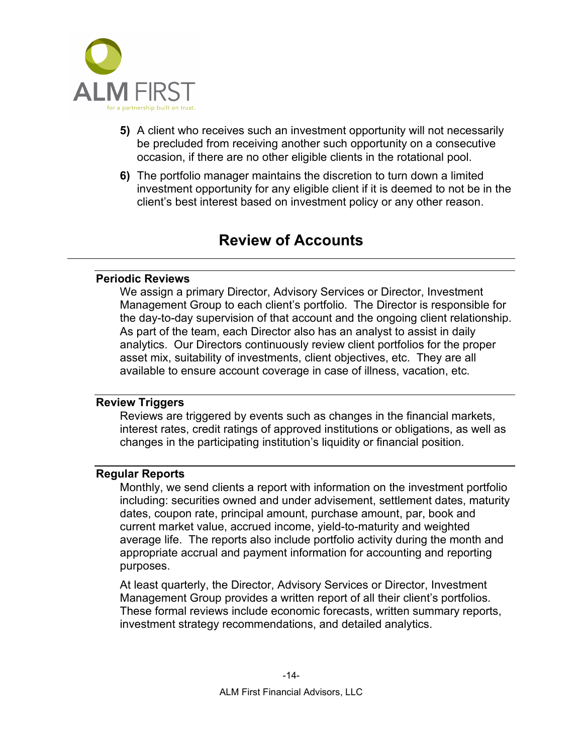5) A client who receives such an investment opportunity will not necessarily be precluded from receiving another such opportunity on a consecutive occasion, if there are no other eligible clients in the rotational pool.

6) The portfolio manager maintains the discretion to turn down a limited investment opportunity for any eligible client if it is deemed to not be in the client's best interest based on investment policy or any other reason.

## Review of Accounts

### Periodic Reviews

We assign a primary Director, Advisory Services or Director, Investment Management Group to each client's portfolio. The Director is responsible for the day-to-day supervision of that account and the ongoing client relationship. As part of the team, each Director also has an analyst to assist in daily analytics. Our Directors continuously review client portfolios for the proper asset mix, suitability of investments, client objectives, etc. They are all available to ensure account coverage in case of illness, vacation, etc.

### Review Triggers

Reviews are triggered by events such as changes in the financial markets, interest rates, credit ratings of approved institutions or obligations, as well as changes in the participating institution's liquidity or financial position.

### Regular Reports

Monthly, we send clients a report with information on the investment portfolio including: securities owned and under advisement, settlement dates, maturity dates, coupon rate, principal amount, purchase amount, par, book and current market value, accrued income, yield-to-maturity and weighted average life. The reports also include portfolio activity during the month and appropriate accrual and payment information for accounting and reporting purposes.

At least quarterly, the Director, Advisory Services or Director, Investment Management Group provides a written report of all their client's portfolios. These formal reviews include economic forecasts, written summary reports, investment strategy recommendations, and detailed analytics.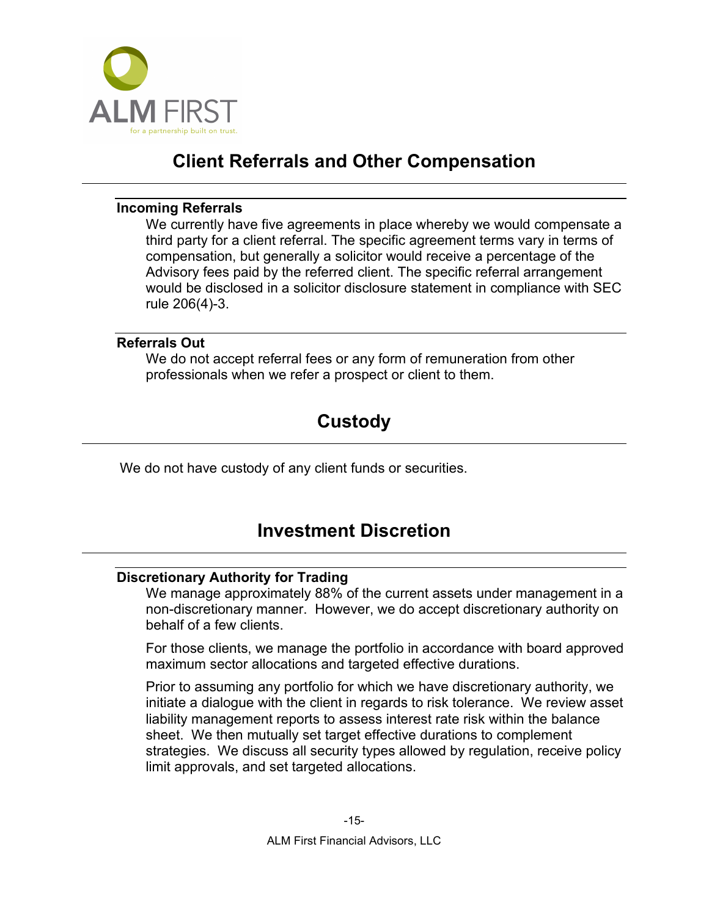## Client Referrals and Other Compensation

### Incoming Referrals

We currently have five agreements in place whereby we would compensate a third party for a client referral. The specific agreement terms vary in terms of compensation, but generally a solicitor would receive a percentage of the Advisory fees paid by the referred client. The specific referral arrangement would be disclosed in a solicitor disclosure statement in compliance with SEC rule 206(4)-3.

### Referrals Out

We do not accept referral fees or any form of remuneration from other professionals when we refer a prospect or client to them.

## Custody

We do not have custody of any client funds or securities.

## Investment Discretion

### Discretionary Authority for Trading

We manage approximately 88% of the current assets under management in a non-discretionary manner. However, we do accept discretionary authority on behalf of a few clients.

For those clients, we manage the portfolio in accordance with board approved maximum sector allocations and targeted effective durations.

Prior to assuming any portfolio for which we have discretionary authority, we initiate a dialogue with the client in regards to risk tolerance. We review asset liability management reports to assess interest rate risk within the balance sheet. We then mutually set target effective durations to complement strategies. We discuss all security types allowed by regulation, receive policy limit approvals, and set targeted allocations.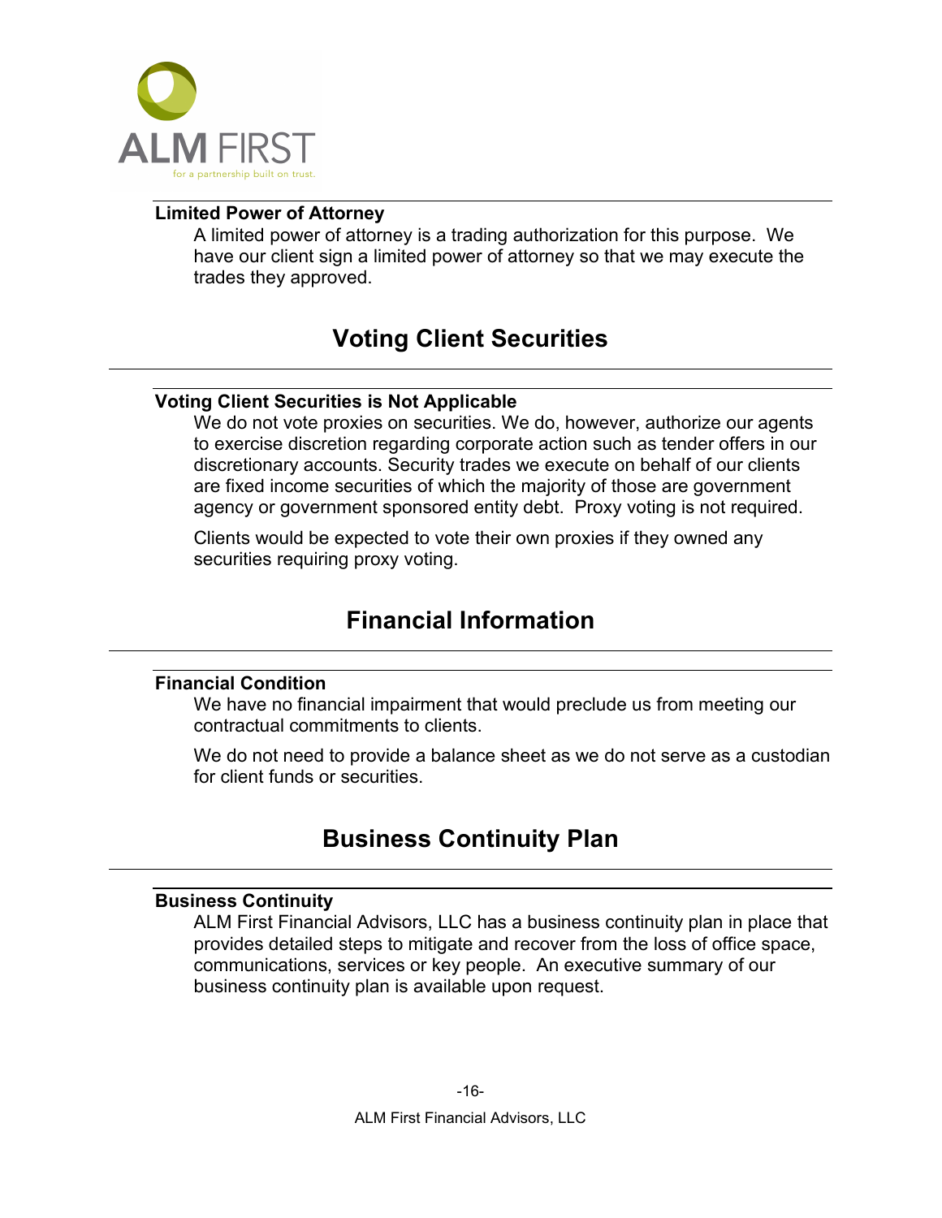### Limited Power of Attorney

A limited power of attorney is a trading authorization for this purpose. We have our client sign a limited power of attorney so that we may execute the trades they approved.

## Voting Client Securities

### Voting Client Securities is Not Applicable

We do not vote proxies on securities. We do, however, authorize our agents to exercise discretion regarding corporate action such as tender offers in our discretionary accounts. Security trades we execute on behalf of our clients are fixed income securities of which the majority of those are government agency or government sponsored entity debt. Proxy voting is not required.

Clients would be expected to vote their own proxies if they owned any securities requiring proxy voting.

## Financial Information

### Financial Condition

We have no financial impairment that would preclude us from meeting our contractual commitments to clients.

We do not need to provide a balance sheet as we do not serve as a custodian for client funds or securities.

## Business Continuity Plan

### Business Continuity

ALM First Financial Advisors, LLC has a business continuity plan in place that provides detailed steps to mitigate and recover from the loss of office space, communications, services or key people. An executive summary of our business continuity plan is available upon request.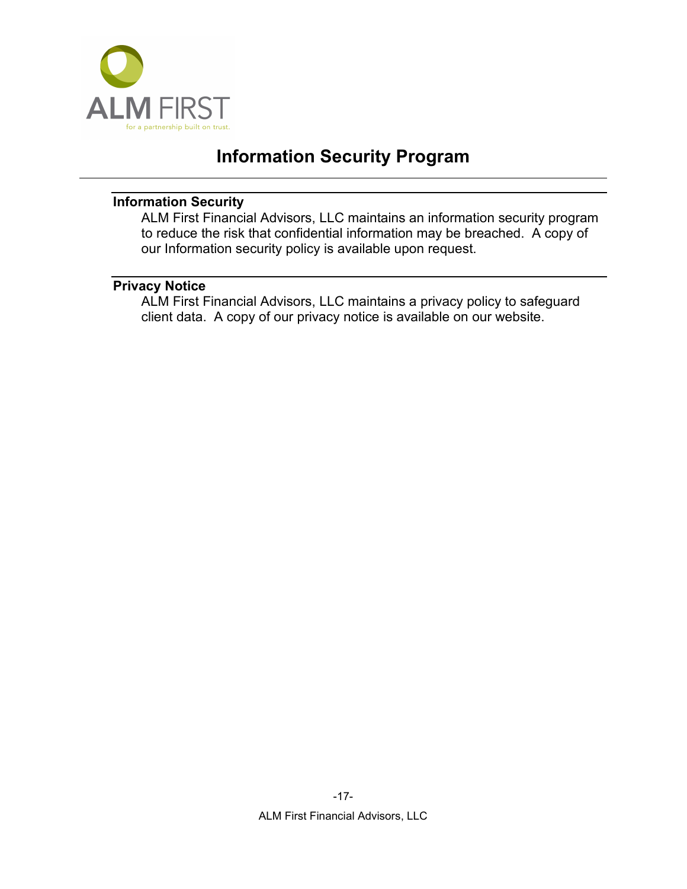# Information Security Program

## Information Security

ALM First Financial Advisors, LLC maintains an information security program to reduce the risk that confidential information may be breached. A copy of our Information security policy is available upon request.

## Privacy Notice

ALM First Financial Advisors, LLC maintains a privacy policy to safeguard client data. A copy of our privacy notice is available on our website.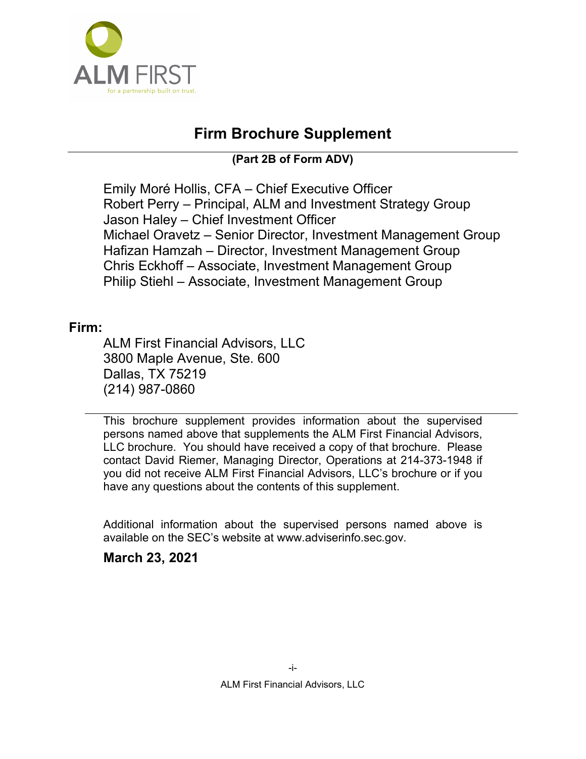# Firm Brochure Supplement

**(Part 2B of Form ADV)**

Emily Moré Hollis, CFA – Chief Executive Officer
Robert Perry – Principal, ALM and Investment Strategy Group
Jason Haley – Chief Investment Officer
Michael Oravetz – Senior Director, Investment Management Group
Hafizan Hamzah – Director, Investment Management Group
Chris Eckhoff – Associate, Investment Management Group
Philip Stiehl – Associate, Investment Management Group

## Firm:

ALM First Financial Advisors, LLC
3800 Maple Avenue, Ste. 600
Dallas, TX 75219
(214) 987-0860

This brochure supplement provides information about the supervised persons named above that supplements the ALM First Financial Advisors, LLC brochure. You should have received a copy of that brochure. Please contact David Riemer, Managing Director, Operations at 214-373-1948 if you did not receive ALM First Financial Advisors, LLC's brochure or if you have any questions about the contents of this supplement.

Additional information about the supervised persons named above is available on the SEC's website at www.adviserinfo.sec.gov.

**March 23, 2021**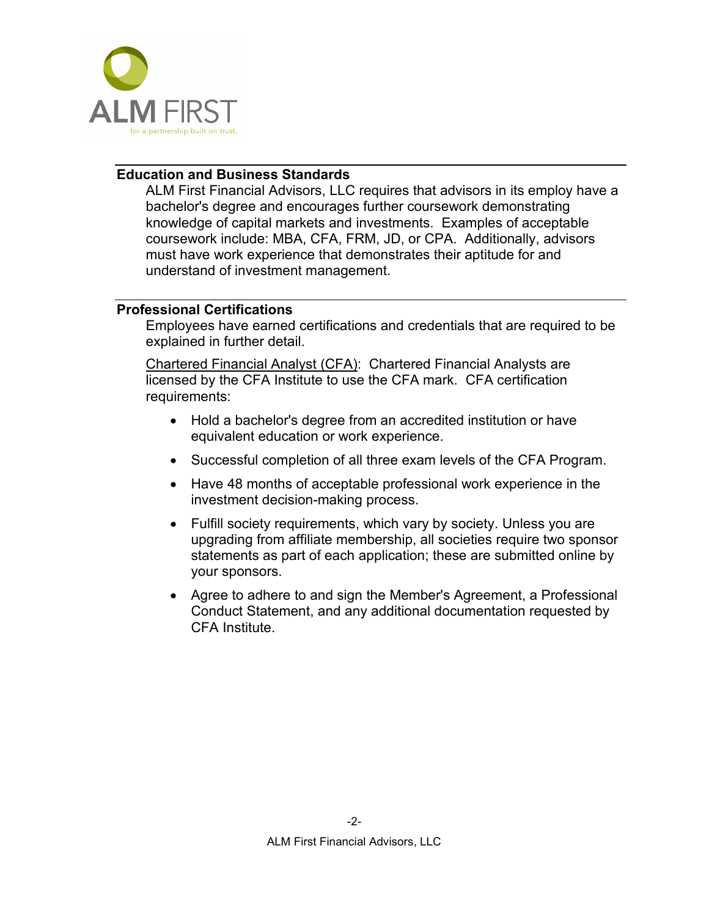## Education and Business Standards

ALM First Financial Advisors, LLC requires that advisors in its employ have a bachelor's degree and encourages further coursework demonstrating knowledge of capital markets and investments. Examples of acceptable coursework include: MBA, CFA, FRM, JD, or CPA. Additionally, advisors must have work experience that demonstrates their aptitude for and understand of investment management.

## Professional Certifications

Employees have earned certifications and credentials that are required to be explained in further detail.

Chartered Financial Analyst (CFA): Chartered Financial Analysts are licensed by the CFA Institute to use the CFA mark. CFA certification requirements:

- Hold a bachelor's degree from an accredited institution or have equivalent education or work experience.
- Successful completion of all three exam levels of the CFA Program.
- Have 48 months of acceptable professional work experience in the investment decision-making process.
- Fulfill society requirements, which vary by society. Unless you are upgrading from affiliate membership, all societies require two sponsor statements as part of each application; these are submitted online by your sponsors.
- Agree to adhere to and sign the Member's Agreement, a Professional Conduct Statement, and any additional documentation requested by CFA Institute.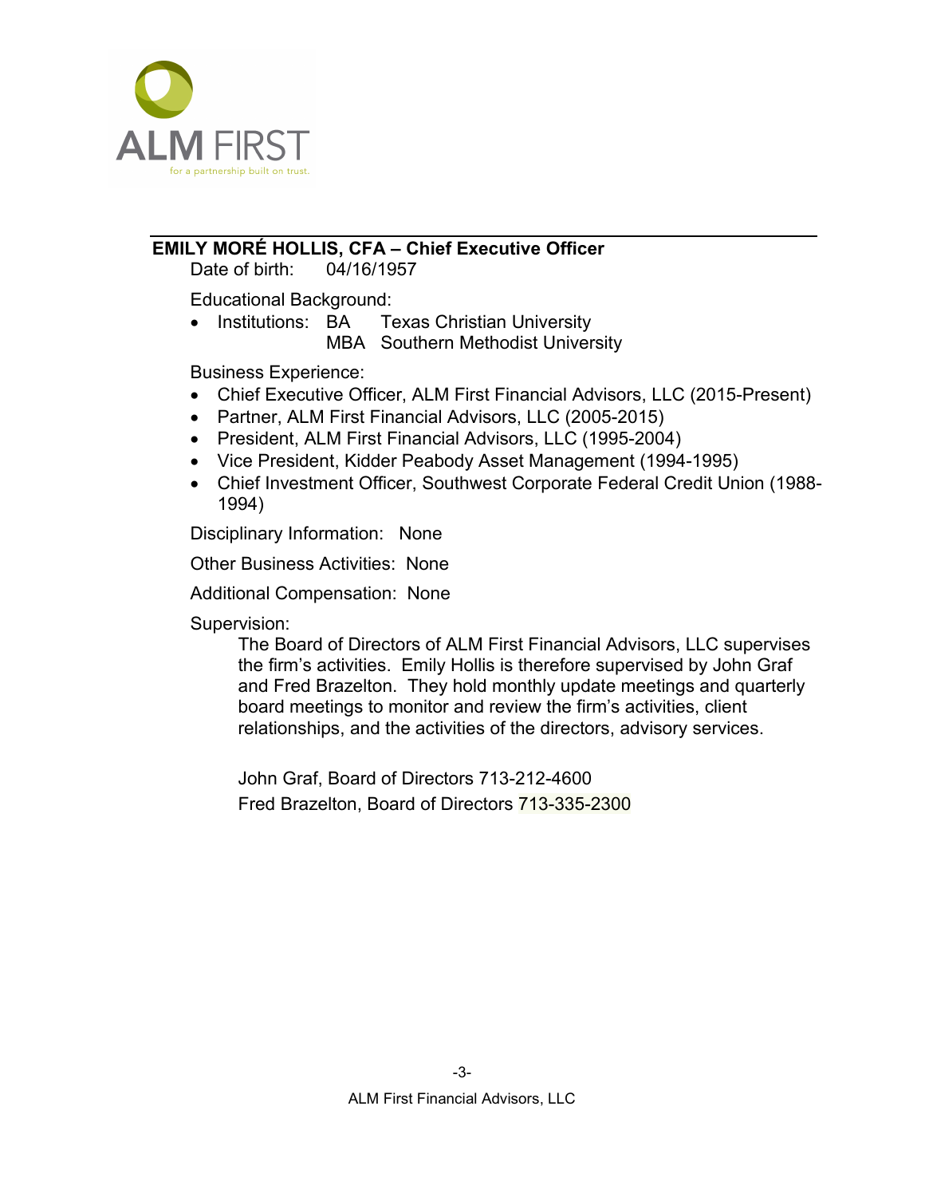ALM FIRST

for a partnership built on trust.

## EMILY MORÉ HOLLIS, CFA – Chief Executive Officer

Date of birth: 04/16/1957

Educational Background:

- Institutions: BA Texas Christian University
  MBA Southern Methodist University

Business Experience:

- Chief Executive Officer, ALM First Financial Advisors, LLC (2015-Present)
- Partner, ALM First Financial Advisors, LLC (2005-2015)
- President, ALM First Financial Advisors, LLC (1995-2004)
- Vice President, Kidder Peabody Asset Management (1994-1995)
- Chief Investment Officer, Southwest Corporate Federal Credit Union (1988-1994)

Disciplinary Information: None

Other Business Activities: None

Additional Compensation: None

Supervision:

The Board of Directors of ALM First Financial Advisors, LLC supervises the firm's activities. Emily Hollis is therefore supervised by John Graf and Fred Brazelton. They hold monthly update meetings and quarterly board meetings to monitor and review the firm's activities, client relationships, and the activities of the directors, advisory services.

John Graf, Board of Directors 713-212-4600

Fred Brazelton, Board of Directors 713-335-2300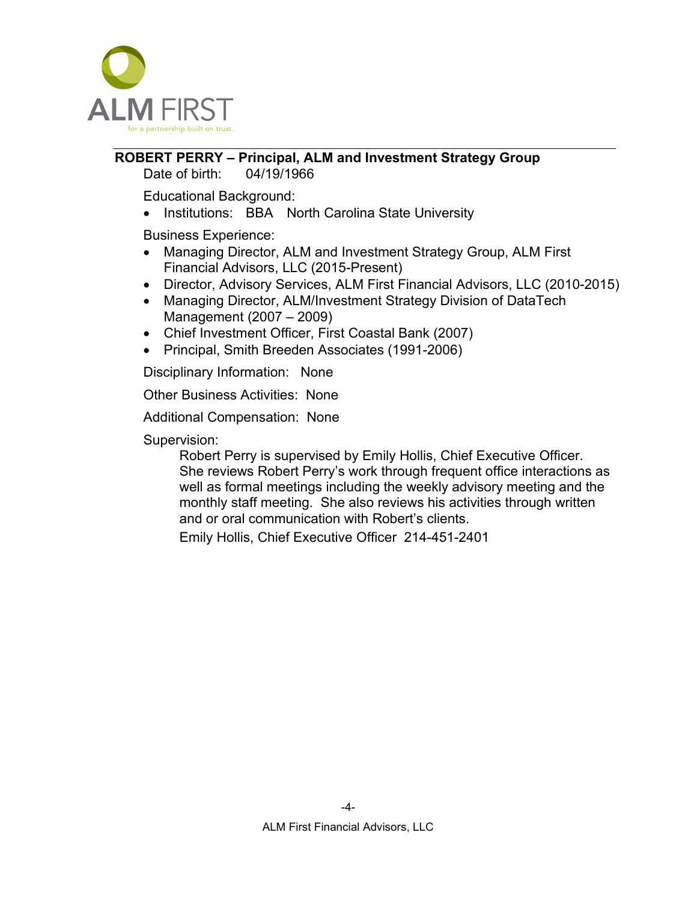ALM FIRST

for a partnership built on trust.

## ROBERT PERRY – Principal, ALM and Investment Strategy Group

Date of birth: 04/19/1966

Educational Background:

- Institutions: BBA North Carolina State University

Business Experience:

- Managing Director, ALM and Investment Strategy Group, ALM First Financial Advisors, LLC (2015-Present)
- Director, Advisory Services, ALM First Financial Advisors, LLC (2010-2015)
- Managing Director, ALM/Investment Strategy Division of DataTech Management (2007 – 2009)
- Chief Investment Officer, First Coastal Bank (2007)
- Principal, Smith Breeden Associates (1991-2006)

Disciplinary Information: None

Other Business Activities: None

Additional Compensation: None

Supervision:

Robert Perry is supervised by Emily Hollis, Chief Executive Officer. She reviews Robert Perry's work through frequent office interactions as well as formal meetings including the weekly advisory meeting and the monthly staff meeting. She also reviews his activities through written and or oral communication with Robert's clients.

Emily Hollis, Chief Executive Officer 214-451-2401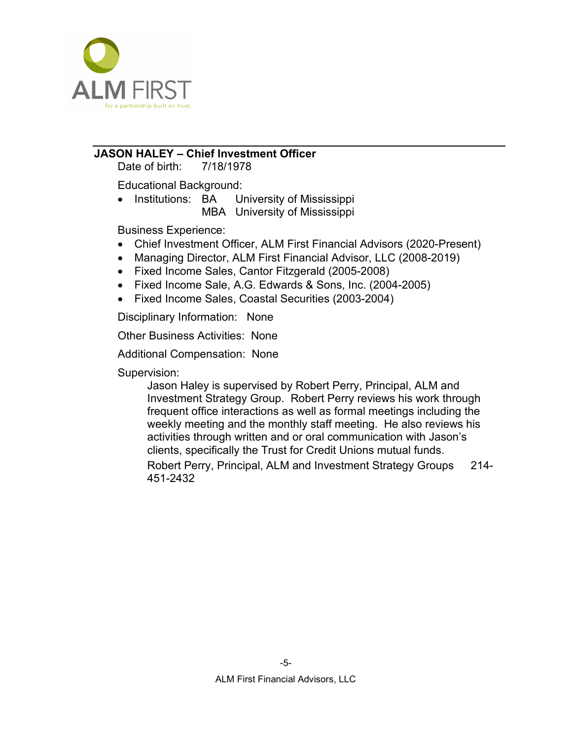## JASON HALEY – Chief Investment Officer

Date of birth: 7/18/1978

Educational Background:

- Institutions: BA University of Mississippi
  MBA University of Mississippi

Business Experience:

- Chief Investment Officer, ALM First Financial Advisors (2020-Present)
- Managing Director, ALM First Financial Advisor, LLC (2008-2019)
- Fixed Income Sales, Cantor Fitzgerald (2005-2008)
- Fixed Income Sale, A.G. Edwards & Sons, Inc. (2004-2005)
- Fixed Income Sales, Coastal Securities (2003-2004)

Disciplinary Information: None

Other Business Activities: None

Additional Compensation: None

Supervision:

Jason Haley is supervised by Robert Perry, Principal, ALM and Investment Strategy Group. Robert Perry reviews his work through frequent office interactions as well as formal meetings including the weekly meeting and the monthly staff meeting. He also reviews his activities through written and or oral communication with Jason's clients, specifically the Trust for Credit Unions mutual funds.

Robert Perry, Principal, ALM and Investment Strategy Groups 214-451-2432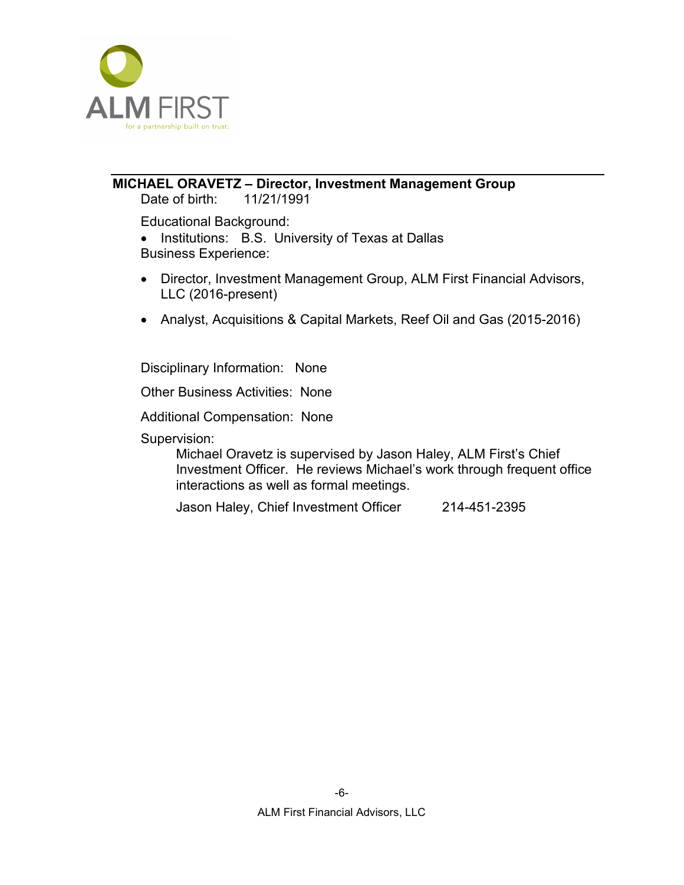ALM FIRST

for a partnership built on trust.

## MICHAEL ORAVETZ – Director, Investment Management Group

Date of birth: 11/21/1991

Educational Background:

- Institutions: B.S. University of Texas at Dallas

Business Experience:

- Director, Investment Management Group, ALM First Financial Advisors, LLC (2016-present)
- Analyst, Acquisitions & Capital Markets, Reef Oil and Gas (2015-2016)

Disciplinary Information: None

Other Business Activities: None

Additional Compensation: None

Supervision:

Michael Oravetz is supervised by Jason Haley, ALM First's Chief Investment Officer. He reviews Michael's work through frequent office interactions as well as formal meetings.

Jason Haley, Chief Investment Officer 214-451-2395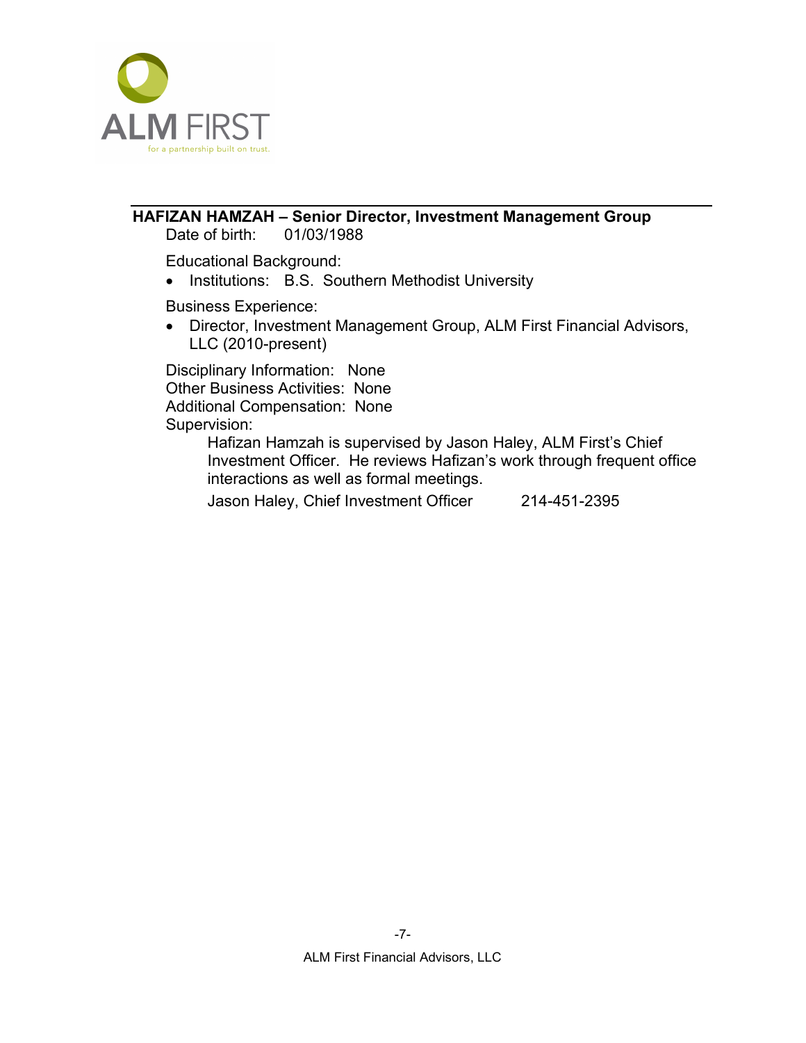## HAFIZAN HAMZAH – Senior Director, Investment Management Group

Date of birth: 01/03/1988

Educational Background:

- Institutions: B.S. Southern Methodist University

Business Experience:

- Director, Investment Management Group, ALM First Financial Advisors, LLC (2010-present)

Disciplinary Information: None
Other Business Activities: None
Additional Compensation: None
Supervision:

Hafizan Hamzah is supervised by Jason Haley, ALM First's Chief Investment Officer. He reviews Hafizan's work through frequent office interactions as well as formal meetings.

Jason Haley, Chief Investment Officer 214-451-2395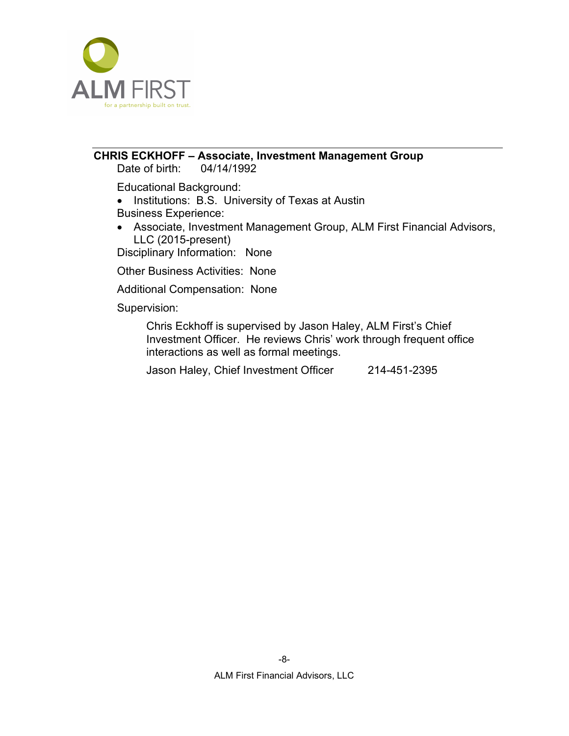## CHRIS ECKHOFF – Associate, Investment Management Group

Date of birth: 04/14/1992

Educational Background:

- Institutions: B.S. University of Texas at Austin

Business Experience:

- Associate, Investment Management Group, ALM First Financial Advisors, LLC (2015-present)

Disciplinary Information: None

Other Business Activities: None

Additional Compensation: None

Supervision:

Chris Eckhoff is supervised by Jason Haley, ALM First's Chief Investment Officer. He reviews Chris' work through frequent office interactions as well as formal meetings.

Jason Haley, Chief Investment Officer 214-451-2395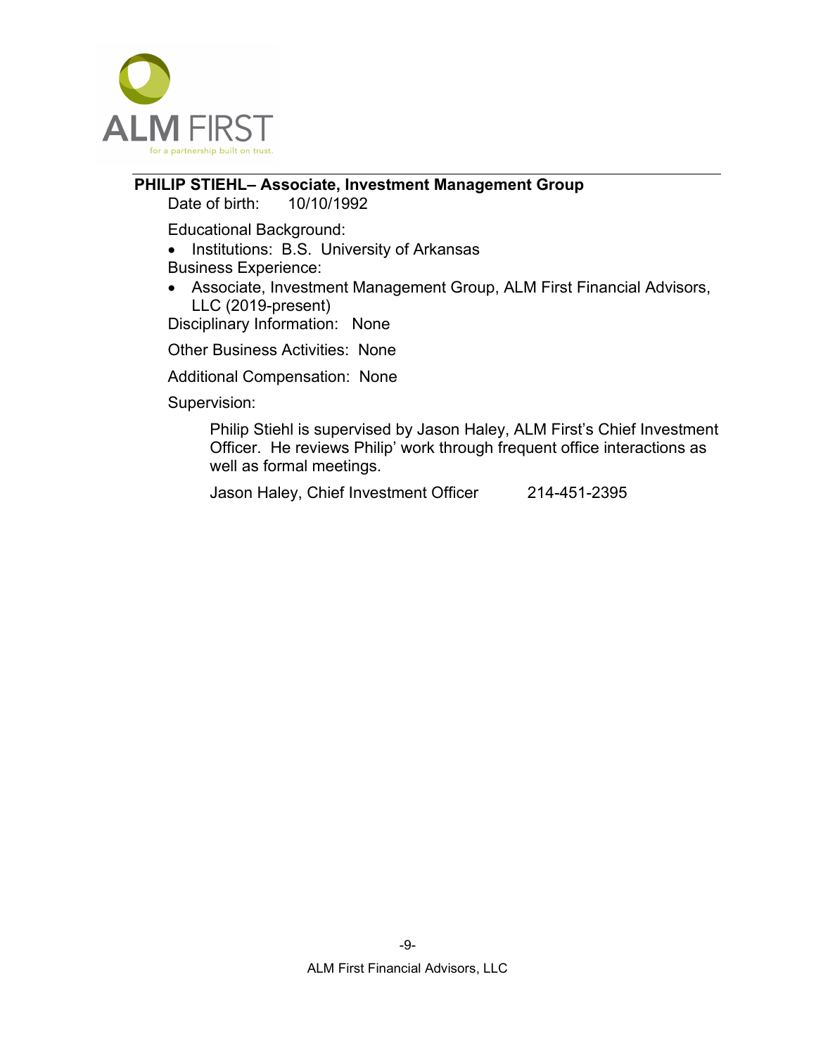## PHILIP STIEHL– Associate, Investment Management Group

Date of birth: 10/10/1992

Educational Background:

- Institutions: B.S. University of Arkansas

Business Experience:

- Associate, Investment Management Group, ALM First Financial Advisors, LLC (2019-present)

Disciplinary Information: None

Other Business Activities: None

Additional Compensation: None

Supervision:

Philip Stiehl is supervised by Jason Haley, ALM First's Chief Investment Officer. He reviews Philip' work through frequent office interactions as well as formal meetings.

Jason Haley, Chief Investment Officer 214-451-2395